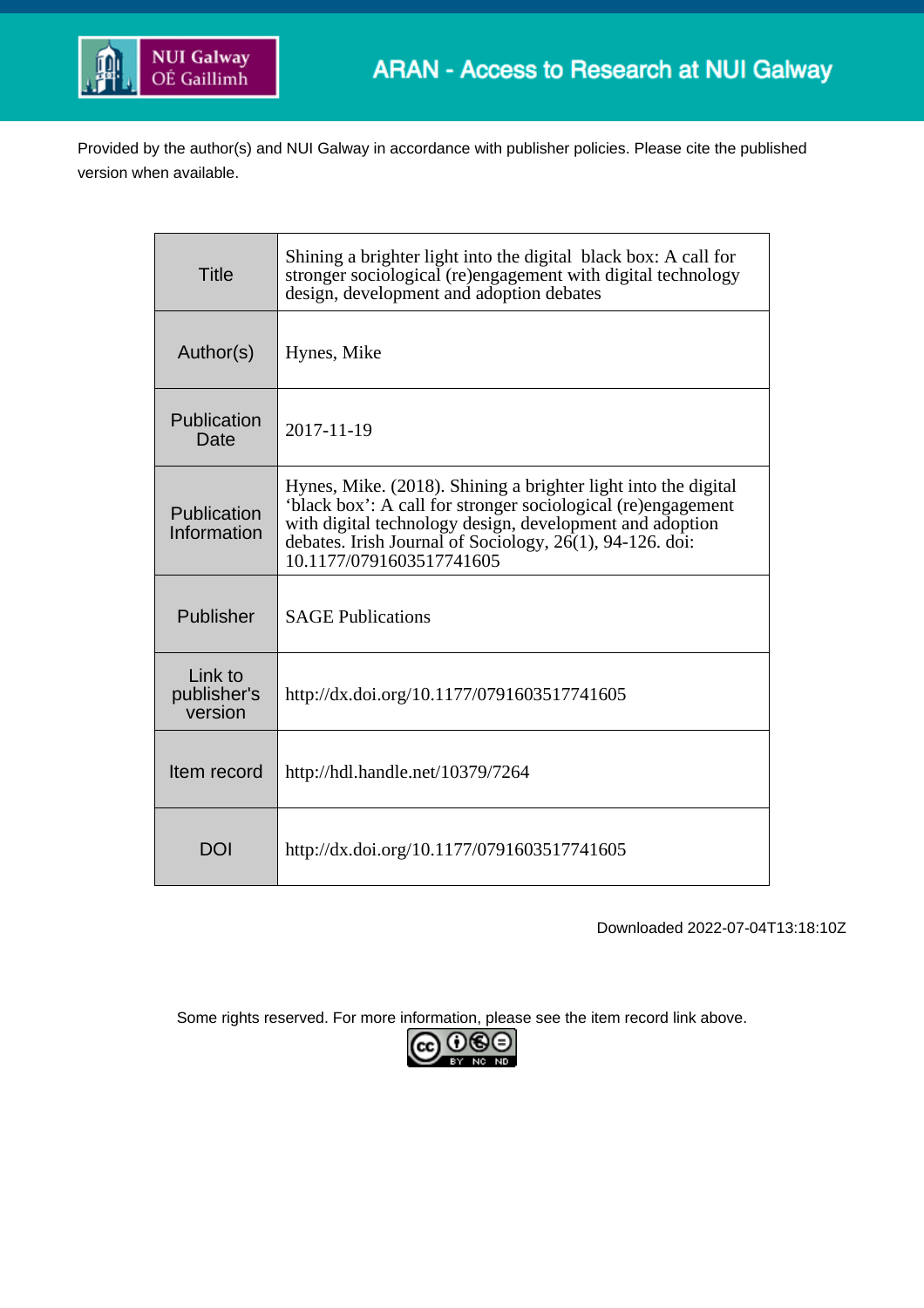ARAN - Access to Research at NUI Galway

Provided by the author(s) and NUI Galway in accordance with publisher policies. Please cite the published version when available.

| | |
|---|---|
| Title | Shining a brighter light into the digital black box: A call for stronger sociological (re)engagement with digital technology design, development and adoption debates |
| Author(s) | Hynes, Mike |
| Publication Date | 2017-11-19 |
| Publication Information | Hynes, Mike. (2018). Shining a brighter light into the digital 'black box': A call for stronger sociological (re)engagement with digital technology design, development and adoption debates. Irish Journal of Sociology, 26(1), 94-126. doi: 10.1177/0791603517741605 |
| Publisher | SAGE Publications |
| Link to publisher's version | http://dx.doi.org/10.1177/0791603517741605 |
| Item record | http://hdl.handle.net/10379/7264 |
| DOI | http://dx.doi.org/10.1177/0791603517741605 |

Downloaded 2022-07-04T13:18:10Z

Some rights reserved. For more information, please see the item record link above.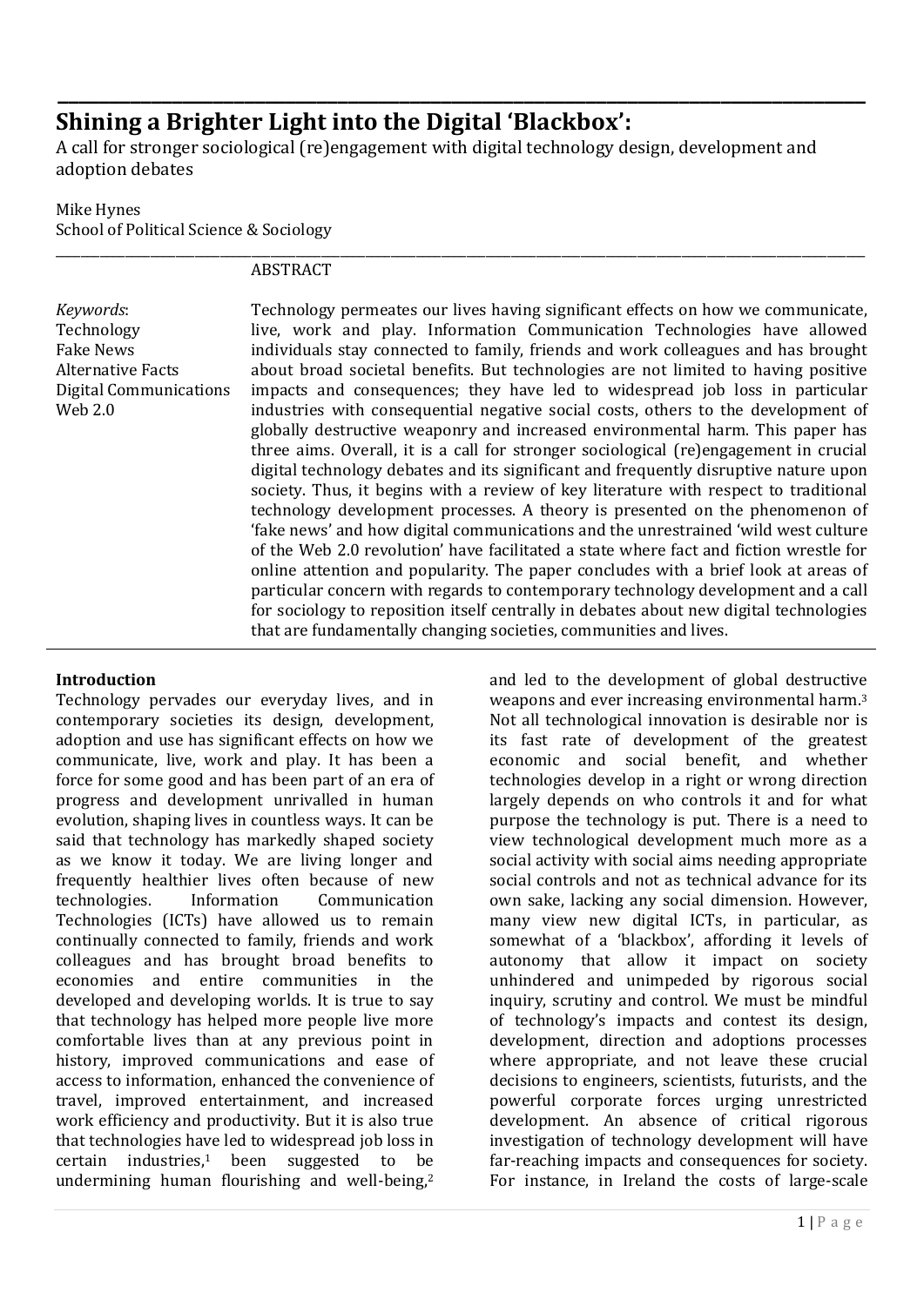# Shining a Brighter Light into the Digital 'Blackbox':

A call for stronger sociological (re)engagement with digital technology design, development and adoption debates

Mike Hynes
School of Political Science & Sociology

ABSTRACT

*Keywords*:
Technology
Fake News
Alternative Facts
Digital Communications
Web 2.0

Technology permeates our lives having significant effects on how we communicate, live, work and play. Information Communication Technologies have allowed individuals stay connected to family, friends and work colleagues and has brought about broad societal benefits. But technologies are not limited to having positive impacts and consequences; they have led to widespread job loss in particular industries with consequential negative social costs, others to the development of globally destructive weaponry and increased environmental harm. This paper has three aims. Overall, it is a call for stronger sociological (re)engagement in crucial digital technology debates and its significant and frequently disruptive nature upon society. Thus, it begins with a review of key literature with respect to traditional technology development processes. A theory is presented on the phenomenon of 'fake news' and how digital communications and the unrestrained 'wild west culture of the Web 2.0 revolution' have facilitated a state where fact and fiction wrestle for online attention and popularity. The paper concludes with a brief look at areas of particular concern with regards to contemporary technology development and a call for sociology to reposition itself centrally in debates about new digital technologies that are fundamentally changing societies, communities and lives.

## Introduction

Technology pervades our everyday lives, and in contemporary societies its design, development, adoption and use has significant effects on how we communicate, live, work and play. It has been a force for some good and has been part of an era of progress and development unrivalled in human evolution, shaping lives in countless ways. It can be said that technology has markedly shaped society as we know it today. We are living longer and frequently healthier lives often because of new technologies. Information Communication Technologies (ICTs) have allowed us to remain continually connected to family, friends and work colleagues and has brought broad benefits to economies and entire communities in the developed and developing worlds. It is true to say that technology has helped more people live more comfortable lives than at any previous point in history, improved communications and ease of access to information, enhanced the convenience of travel, improved entertainment, and increased work efficiency and productivity. But it is also true that technologies have led to widespread job loss in certain industries,[1] been suggested to be undermining human flourishing and well-being,[2] and led to the development of global destructive weapons and ever increasing environmental harm.[3] Not all technological innovation is desirable nor is its fast rate of development of the greatest economic and social benefit, and whether technologies develop in a right or wrong direction largely depends on who controls it and for what purpose the technology is put. There is a need to view technological development much more as a social activity with social aims needing appropriate social controls and not as technical advance for its own sake, lacking any social dimension. However, many view new digital ICTs, in particular, as somewhat of a 'blackbox', affording it levels of autonomy that allow it impact on society unhindered and unimpeded by rigorous social inquiry, scrutiny and control. We must be mindful of technology's impacts and contest its design, development, direction and adoptions processes where appropriate, and not leave these crucial decisions to engineers, scientists, futurists, and the powerful corporate forces urging unrestricted development. An absence of critical rigorous investigation of technology development will have far-reaching impacts and consequences for society. For instance, in Ireland the costs of large-scale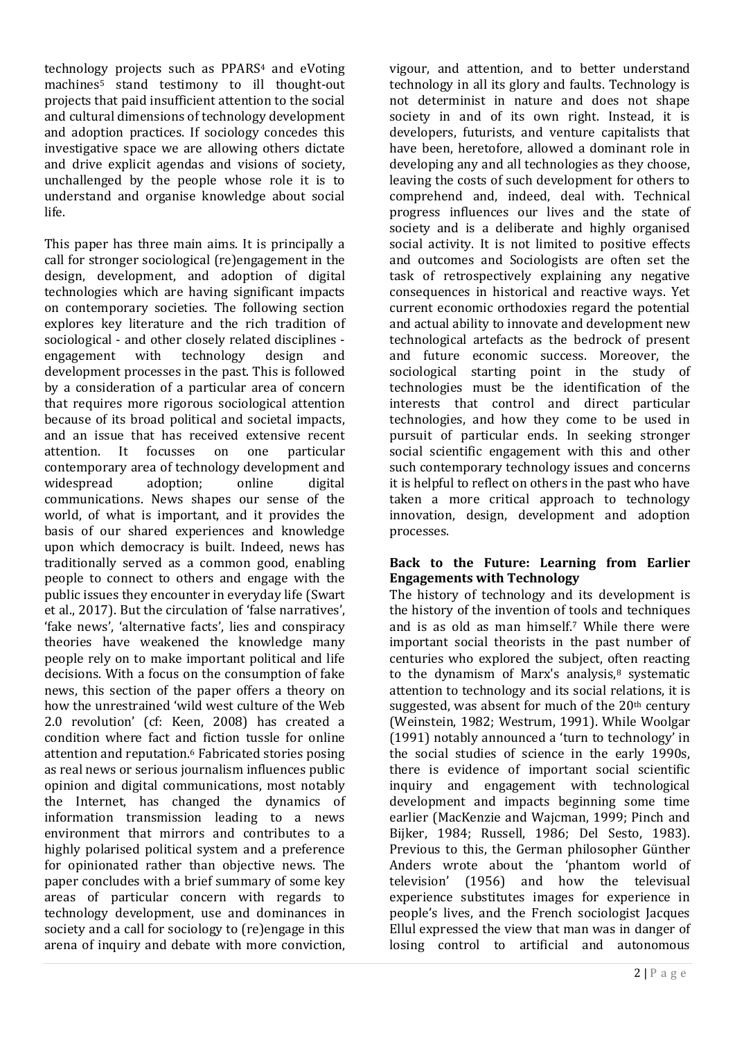technology projects such as PPARS[4] and eVoting machines[5] stand testimony to ill thought-out projects that paid insufficient attention to the social and cultural dimensions of technology development and adoption practices. If sociology concedes this investigative space we are allowing others dictate and drive explicit agendas and visions of society, unchallenged by the people whose role it is to understand and organise knowledge about social life.

This paper has three main aims. It is principally a call for stronger sociological (re)engagement in the design, development, and adoption of digital technologies which are having significant impacts on contemporary societies. The following section explores key literature and the rich tradition of sociological - and other closely related disciplines - engagement with technology design and development processes in the past. This is followed by a consideration of a particular area of concern that requires more rigorous sociological attention because of its broad political and societal impacts, and an issue that has received extensive recent attention. It focusses on one particular contemporary area of technology development and widespread adoption; online digital communications. News shapes our sense of the world, of what is important, and it provides the basis of our shared experiences and knowledge upon which democracy is built. Indeed, news has traditionally served as a common good, enabling people to connect to others and engage with the public issues they encounter in everyday life (Swart et al., 2017). But the circulation of 'false narratives', 'fake news', 'alternative facts', lies and conspiracy theories have weakened the knowledge many people rely on to make important political and life decisions. With a focus on the consumption of fake news, this section of the paper offers a theory on how the unrestrained 'wild west culture of the Web 2.0 revolution' (cf: Keen, 2008) has created a condition where fact and fiction tussle for online attention and reputation.[6] Fabricated stories posing as real news or serious journalism influences public opinion and digital communications, most notably the Internet, has changed the dynamics of information transmission leading to a news environment that mirrors and contributes to a highly polarised political system and a preference for opinionated rather than objective news. The paper concludes with a brief summary of some key areas of particular concern with regards to technology development, use and dominances in society and a call for sociology to (re)engage in this arena of inquiry and debate with more conviction, vigour, and attention, and to better understand technology in all its glory and faults. Technology is not determinist in nature and does not shape society in and of its own right. Instead, it is developers, futurists, and venture capitalists that have been, heretofore, allowed a dominant role in developing any and all technologies as they choose, leaving the costs of such development for others to comprehend and, indeed, deal with. Technical progress influences our lives and the state of society and is a deliberate and highly organised social activity. It is not limited to positive effects and outcomes and Sociologists are often set the task of retrospectively explaining any negative consequences in historical and reactive ways. Yet current economic orthodoxies regard the potential and actual ability to innovate and development new technological artefacts as the bedrock of present and future economic success. Moreover, the sociological starting point in the study of technologies must be the identification of the interests that control and direct particular technologies, and how they come to be used in pursuit of particular ends. In seeking stronger social scientific engagement with this and other such contemporary technology issues and concerns it is helpful to reflect on others in the past who have taken a more critical approach to technology innovation, design, development and adoption processes.

## Back to the Future: Learning from Earlier Engagements with Technology

The history of technology and its development is the history of the invention of tools and techniques and is as old as man himself.[7] While there were important social theorists in the past number of centuries who explored the subject, often reacting to the dynamism of Marx's analysis,[8] systematic attention to technology and its social relations, it is suggested, was absent for much of the 20th century (Weinstein, 1982; Westrum, 1991). While Woolgar (1991) notably announced a 'turn to technology' in the social studies of science in the early 1990s, there is evidence of important social scientific inquiry and engagement with technological development and impacts beginning some time earlier (MacKenzie and Wajcman, 1999; Pinch and Bijker, 1984; Russell, 1986; Del Sesto, 1983). Previous to this, the German philosopher Günther Anders wrote about the 'phantom world of television' (1956) and how the televisual experience substitutes images for experience in people's lives, and the French sociologist Jacques Ellul expressed the view that man was in danger of losing control to artificial and autonomous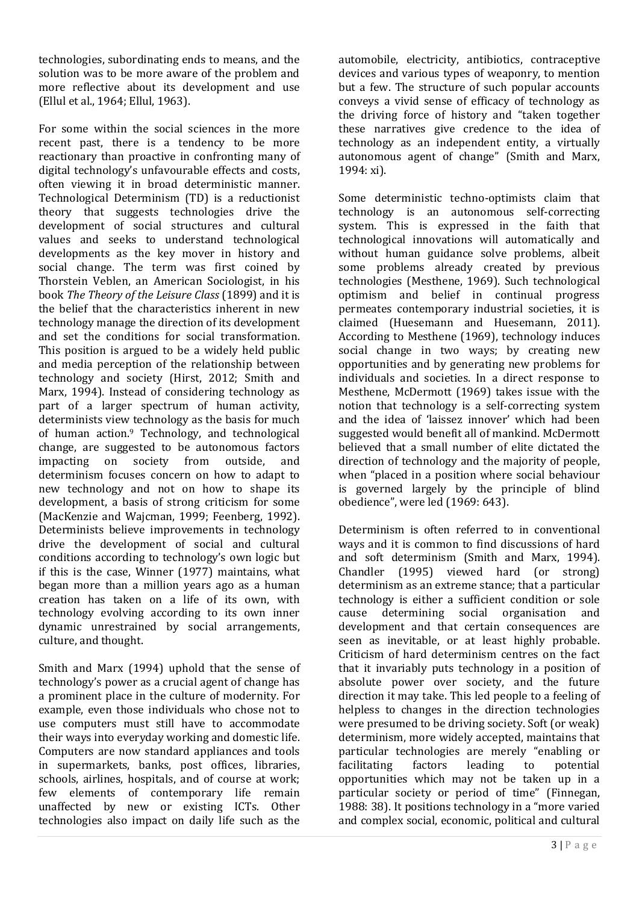technologies, subordinating ends to means, and the solution was to be more aware of the problem and more reflective about its development and use (Ellul et al., 1964; Ellul, 1963).

For some within the social sciences in the more recent past, there is a tendency to be more reactionary than proactive in confronting many of digital technology's unfavourable effects and costs, often viewing it in broad deterministic manner. Technological Determinism (TD) is a reductionist theory that suggests technologies drive the development of social structures and cultural values and seeks to understand technological developments as the key mover in history and social change. The term was first coined by Thorstein Veblen, an American Sociologist, in his book *The Theory of the Leisure Class* (1899) and it is the belief that the characteristics inherent in new technology manage the direction of its development and set the conditions for social transformation. This position is argued to be a widely held public and media perception of the relationship between technology and society (Hirst, 2012; Smith and Marx, 1994). Instead of considering technology as part of a larger spectrum of human activity, determinists view technology as the basis for much of human action.[9] Technology, and technological change, are suggested to be autonomous factors impacting on society from outside, and determinism focuses concern on how to adapt to new technology and not on how to shape its development, a basis of strong criticism for some (MacKenzie and Wajcman, 1999; Feenberg, 1992). Determinists believe improvements in technology drive the development of social and cultural conditions according to technology's own logic but if this is the case, Winner (1977) maintains, what began more than a million years ago as a human creation has taken on a life of its own, with technology evolving according to its own inner dynamic unrestrained by social arrangements, culture, and thought.

Smith and Marx (1994) uphold that the sense of technology's power as a crucial agent of change has a prominent place in the culture of modernity. For example, even those individuals who chose not to use computers must still have to accommodate their ways into everyday working and domestic life. Computers are now standard appliances and tools in supermarkets, banks, post offices, libraries, schools, airlines, hospitals, and of course at work; few elements of contemporary life remain unaffected by new or existing ICTs. Other technologies also impact on daily life such as the automobile, electricity, antibiotics, contraceptive devices and various types of weaponry, to mention but a few. The structure of such popular accounts conveys a vivid sense of efficacy of technology as the driving force of history and "taken together these narratives give credence to the idea of technology as an independent entity, a virtually autonomous agent of change" (Smith and Marx, 1994: xi).

Some deterministic techno-optimists claim that technology is an autonomous self-correcting system. This is expressed in the faith that technological innovations will automatically and without human guidance solve problems, albeit some problems already created by previous technologies (Mesthene, 1969). Such technological optimism and belief in continual progress permeates contemporary industrial societies, it is claimed (Huesemann and Huesemann, 2011). According to Mesthene (1969), technology induces social change in two ways; by creating new opportunities and by generating new problems for individuals and societies. In a direct response to Mesthene, McDermott (1969) takes issue with the notion that technology is a self-correcting system and the idea of 'laissez innover' which had been suggested would benefit all of mankind. McDermott believed that a small number of elite dictated the direction of technology and the majority of people, when "placed in a position where social behaviour is governed largely by the principle of blind obedience", were led (1969: 643).

Determinism is often referred to in conventional ways and it is common to find discussions of hard and soft determinism (Smith and Marx, 1994). Chandler (1995) viewed hard (or strong) determinism as an extreme stance; that a particular technology is either a sufficient condition or sole cause determining social organisation and development and that certain consequences are seen as inevitable, or at least highly probable. Criticism of hard determinism centres on the fact that it invariably puts technology in a position of absolute power over society, and the future direction it may take. This led people to a feeling of helpless to changes in the direction technologies were presumed to be driving society. Soft (or weak) determinism, more widely accepted, maintains that particular technologies are merely "enabling or facilitating factors leading to potential opportunities which may not be taken up in a particular society or period of time" (Finnegan, 1988: 38). It positions technology in a "more varied and complex social, economic, political and cultural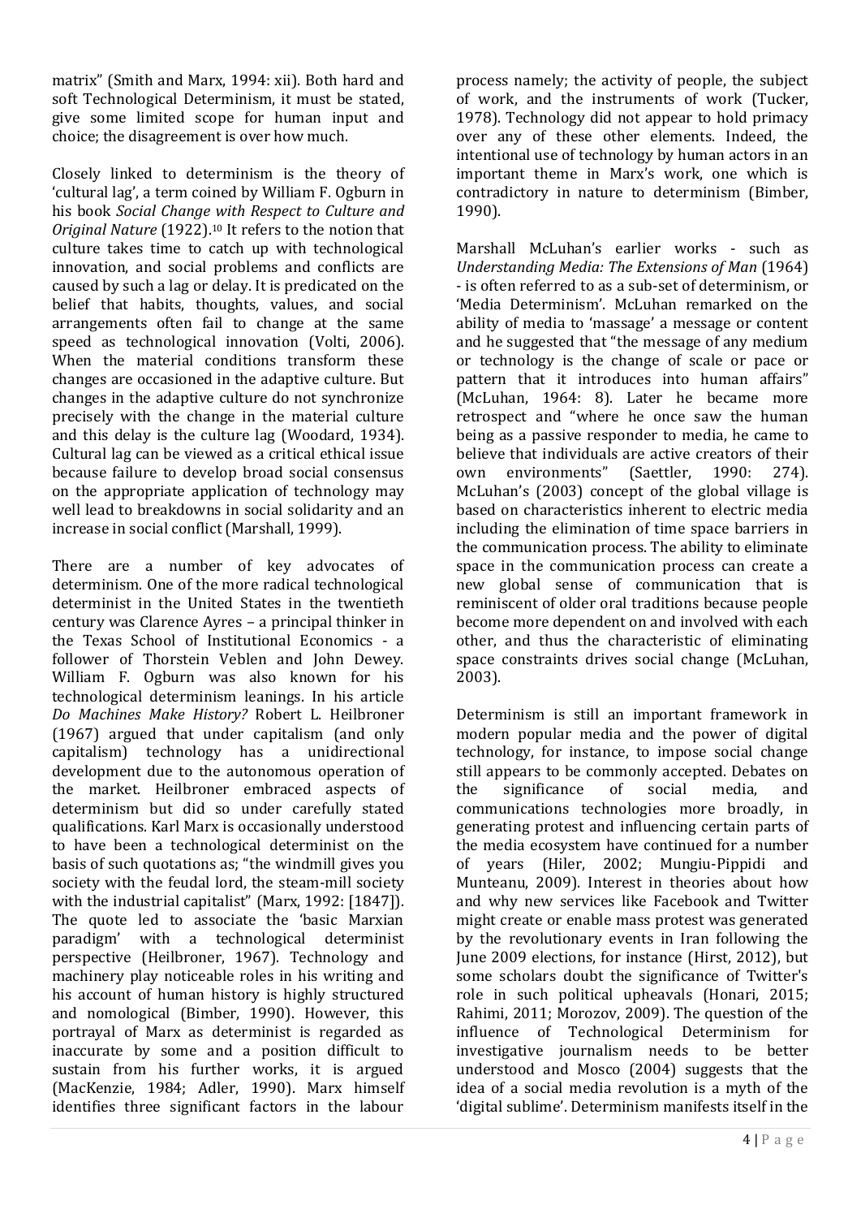matrix" (Smith and Marx, 1994: xii). Both hard and soft Technological Determinism, it must be stated, give some limited scope for human input and choice; the disagreement is over how much.

Closely linked to determinism is the theory of 'cultural lag', a term coined by William F. Ogburn in his book *Social Change with Respect to Culture and Original Nature* (1922).[10] It refers to the notion that culture takes time to catch up with technological innovation, and social problems and conflicts are caused by such a lag or delay. It is predicated on the belief that habits, thoughts, values, and social arrangements often fail to change at the same speed as technological innovation (Volti, 2006). When the material conditions transform these changes are occasioned in the adaptive culture. But changes in the adaptive culture do not synchronize precisely with the change in the material culture and this delay is the culture lag (Woodard, 1934). Cultural lag can be viewed as a critical ethical issue because failure to develop broad social consensus on the appropriate application of technology may well lead to breakdowns in social solidarity and an increase in social conflict (Marshall, 1999).

There are a number of key advocates of determinism. One of the more radical technological determinist in the United States in the twentieth century was Clarence Ayres – a principal thinker in the Texas School of Institutional Economics - a follower of Thorstein Veblen and John Dewey. William F. Ogburn was also known for his technological determinism leanings. In his article *Do Machines Make History?* Robert L. Heilbroner (1967) argued that under capitalism (and only capitalism) technology has a unidirectional development due to the autonomous operation of the market. Heilbroner embraced aspects of determinism but did so under carefully stated qualifications. Karl Marx is occasionally understood to have been a technological determinist on the basis of such quotations as; "the windmill gives you society with the feudal lord, the steam-mill society with the industrial capitalist" (Marx, 1992: [1847]). The quote led to associate the 'basic Marxian paradigm' with a technological determinist perspective (Heilbroner, 1967). Technology and machinery play noticeable roles in his writing and his account of human history is highly structured and nomological (Bimber, 1990). However, this portrayal of Marx as determinist is regarded as inaccurate by some and a position difficult to sustain from his further works, it is argued (MacKenzie, 1984; Adler, 1990). Marx himself identifies three significant factors in the labour process namely; the activity of people, the subject of work, and the instruments of work (Tucker, 1978). Technology did not appear to hold primacy over any of these other elements. Indeed, the intentional use of technology by human actors in an important theme in Marx's work, one which is contradictory in nature to determinism (Bimber, 1990).

Marshall McLuhan's earlier works - such as *Understanding Media: The Extensions of Man* (1964) - is often referred to as a sub-set of determinism, or 'Media Determinism'. McLuhan remarked on the ability of media to 'massage' a message or content and he suggested that "the message of any medium or technology is the change of scale or pace or pattern that it introduces into human affairs" (McLuhan, 1964: 8). Later he became more retrospect and "where he once saw the human being as a passive responder to media, he came to believe that individuals are active creators of their own environments" (Saettler, 1990: 274). McLuhan's (2003) concept of the global village is based on characteristics inherent to electric media including the elimination of time space barriers in the communication process. The ability to eliminate space in the communication process can create a new global sense of communication that is reminiscent of older oral traditions because people become more dependent on and involved with each other, and thus the characteristic of eliminating space constraints drives social change (McLuhan, 2003).

Determinism is still an important framework in modern popular media and the power of digital technology, for instance, to impose social change still appears to be commonly accepted. Debates on the significance of social media, and communications technologies more broadly, in generating protest and influencing certain parts of the media ecosystem have continued for a number of years (Hiler, 2002; Mungiu-Pippidi and Munteanu, 2009). Interest in theories about how and why new services like Facebook and Twitter might create or enable mass protest was generated by the revolutionary events in Iran following the June 2009 elections, for instance (Hirst, 2012), but some scholars doubt the significance of Twitter's role in such political upheavals (Honari, 2015; Rahimi, 2011; Morozov, 2009). The question of the influence of Technological Determinism for investigative journalism needs to be better understood and Mosco (2004) suggests that the idea of a social media revolution is a myth of the 'digital sublime'. Determinism manifests itself in the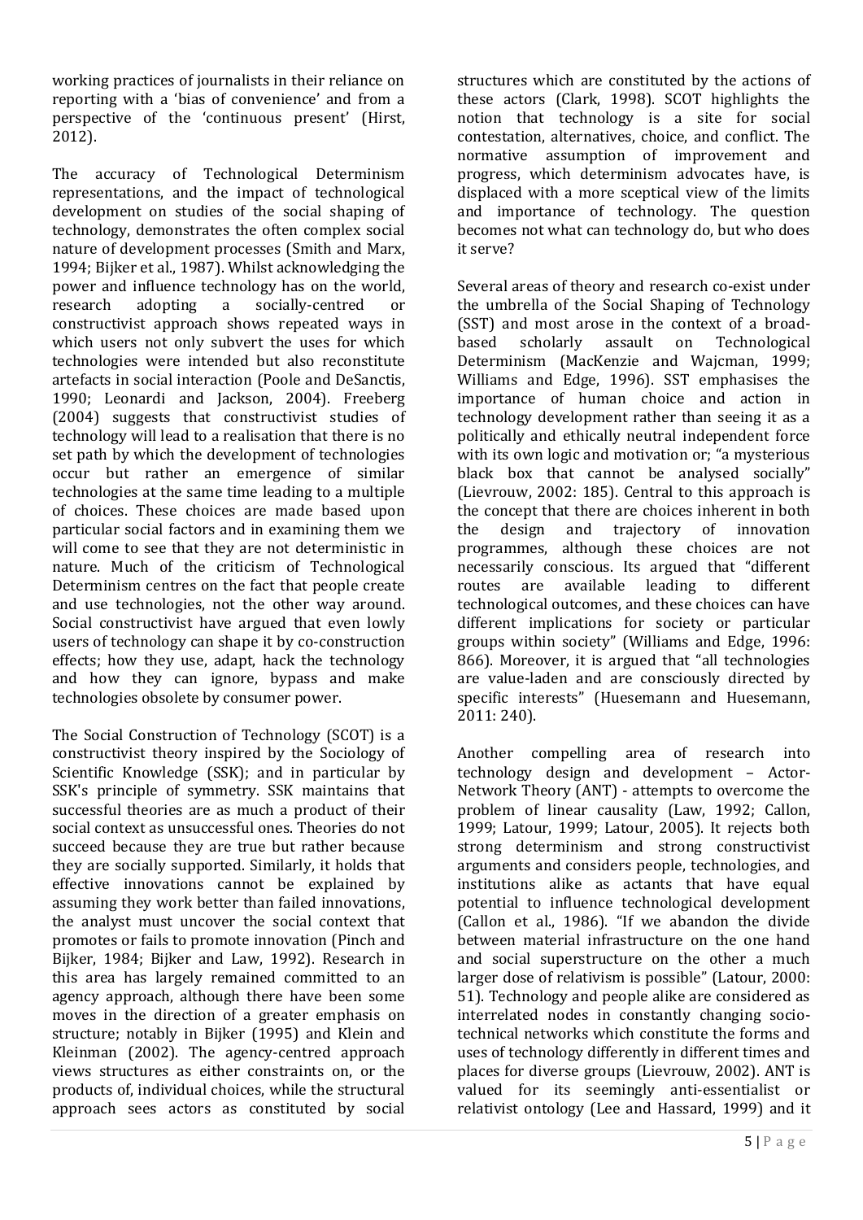working practices of journalists in their reliance on reporting with a 'bias of convenience' and from a perspective of the 'continuous present' (Hirst, 2012).

The accuracy of Technological Determinism representations, and the impact of technological development on studies of the social shaping of technology, demonstrates the often complex social nature of development processes (Smith and Marx, 1994; Bijker et al., 1987). Whilst acknowledging the power and influence technology has on the world, research adopting a socially-centred or constructivist approach shows repeated ways in which users not only subvert the uses for which technologies were intended but also reconstitute artefacts in social interaction (Poole and DeSanctis, 1990; Leonardi and Jackson, 2004). Freeberg (2004) suggests that constructivist studies of technology will lead to a realisation that there is no set path by which the development of technologies occur but rather an emergence of similar technologies at the same time leading to a multiple of choices. These choices are made based upon particular social factors and in examining them we will come to see that they are not deterministic in nature. Much of the criticism of Technological Determinism centres on the fact that people create and use technologies, not the other way around. Social constructivist have argued that even lowly users of technology can shape it by co-construction effects; how they use, adapt, hack the technology and how they can ignore, bypass and make technologies obsolete by consumer power.

The Social Construction of Technology (SCOT) is a constructivist theory inspired by the Sociology of Scientific Knowledge (SSK); and in particular by SSK's principle of symmetry. SSK maintains that successful theories are as much a product of their social context as unsuccessful ones. Theories do not succeed because they are true but rather because they are socially supported. Similarly, it holds that effective innovations cannot be explained by assuming they work better than failed innovations, the analyst must uncover the social context that promotes or fails to promote innovation (Pinch and Bijker, 1984; Bijker and Law, 1992). Research in this area has largely remained committed to an agency approach, although there have been some moves in the direction of a greater emphasis on structure; notably in Bijker (1995) and Klein and Kleinman (2002). The agency-centred approach views structures as either constraints on, or the products of, individual choices, while the structural approach sees actors as constituted by social structures which are constituted by the actions of these actors (Clark, 1998). SCOT highlights the notion that technology is a site for social contestation, alternatives, choice, and conflict. The normative assumption of improvement and progress, which determinism advocates have, is displaced with a more sceptical view of the limits and importance of technology. The question becomes not what can technology do, but who does it serve?

Several areas of theory and research co-exist under the umbrella of the Social Shaping of Technology (SST) and most arose in the context of a broad-based scholarly assault on Technological Determinism (MacKenzie and Wajcman, 1999; Williams and Edge, 1996). SST emphasises the importance of human choice and action in technology development rather than seeing it as a politically and ethically neutral independent force with its own logic and motivation or; "a mysterious black box that cannot be analysed socially" (Lievrouw, 2002: 185). Central to this approach is the concept that there are choices inherent in both the design and trajectory of innovation programmes, although these choices are not necessarily conscious. Its argued that "different routes are available leading to different technological outcomes, and these choices can have different implications for society or particular groups within society" (Williams and Edge, 1996: 866). Moreover, it is argued that "all technologies are value-laden and are consciously directed by specific interests" (Huesemann and Huesemann, 2011: 240).

Another compelling area of research into technology design and development – Actor-Network Theory (ANT) - attempts to overcome the problem of linear causality (Law, 1992; Callon, 1999; Latour, 1999; Latour, 2005). It rejects both strong determinism and strong constructivist arguments and considers people, technologies, and institutions alike as actants that have equal potential to influence technological development (Callon et al., 1986). "If we abandon the divide between material infrastructure on the one hand and social superstructure on the other a much larger dose of relativism is possible" (Latour, 2000: 51). Technology and people alike are considered as interrelated nodes in constantly changing socio-technical networks which constitute the forms and uses of technology differently in different times and places for diverse groups (Lievrouw, 2002). ANT is valued for its seemingly anti-essentialist or relativist ontology (Lee and Hassard, 1999) and it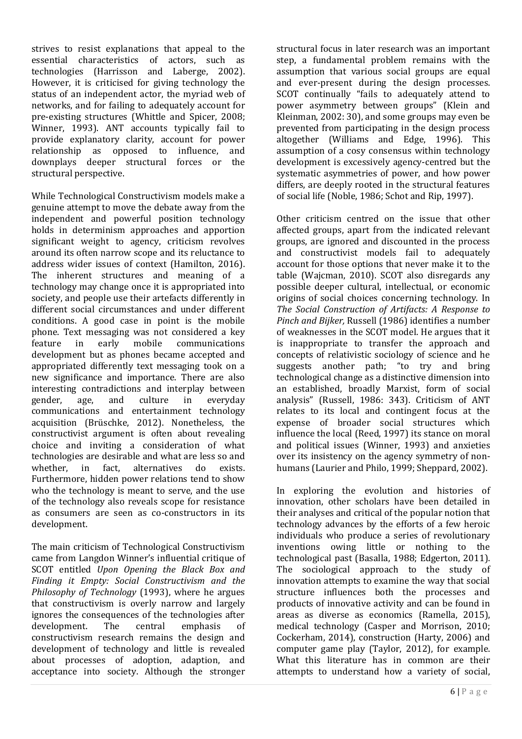strives to resist explanations that appeal to the essential characteristics of actors, such as technologies (Harrisson and Laberge, 2002). However, it is criticised for giving technology the status of an independent actor, the myriad web of networks, and for failing to adequately account for pre-existing structures (Whittle and Spicer, 2008; Winner, 1993). ANT accounts typically fail to provide explanatory clarity, account for power relationship as opposed to influence, and downplays deeper structural forces or the structural perspective.

While Technological Constructivism models make a genuine attempt to move the debate away from the independent and powerful position technology holds in determinism approaches and apportion significant weight to agency, criticism revolves around its often narrow scope and its reluctance to address wider issues of context (Hamilton, 2016). The inherent structures and meaning of a technology may change once it is appropriated into society, and people use their artefacts differently in different social circumstances and under different conditions. A good case in point is the mobile phone. Text messaging was not considered a key feature in early mobile communications development but as phones became accepted and appropriated differently text messaging took on a new significance and importance. There are also interesting contradictions and interplay between gender, age, and culture in everyday communications and entertainment technology acquisition (Brüschke, 2012). Nonetheless, the constructivist argument is often about revealing choice and inviting a consideration of what technologies are desirable and what are less so and whether, in fact, alternatives do exists. Furthermore, hidden power relations tend to show who the technology is meant to serve, and the use of the technology also reveals scope for resistance as consumers are seen as co-constructors in its development.

The main criticism of Technological Constructivism came from Langdon Winner's influential critique of SCOT entitled *Upon Opening the Black Box and Finding it Empty: Social Constructivism and the Philosophy of Technology* (1993), where he argues that constructivism is overly narrow and largely ignores the consequences of the technologies after development. The central emphasis of constructivism research remains the design and development of technology and little is revealed about processes of adoption, adaption, and acceptance into society. Although the stronger structural focus in later research was an important step, a fundamental problem remains with the assumption that various social groups are equal and ever-present during the design processes. SCOT continually "fails to adequately attend to power asymmetry between groups" (Klein and Kleinman, 2002: 30), and some groups may even be prevented from participating in the design process altogether (Williams and Edge, 1996). This assumption of a cosy consensus within technology development is excessively agency-centred but the systematic asymmetries of power, and how power differs, are deeply rooted in the structural features of social life (Noble, 1986; Schot and Rip, 1997).

Other criticism centred on the issue that other affected groups, apart from the indicated relevant groups, are ignored and discounted in the process and constructivist models fail to adequately account for those options that never make it to the table (Wajcman, 2010). SCOT also disregards any possible deeper cultural, intellectual, or economic origins of social choices concerning technology. In *The Social Construction of Artifacts: A Response to Pinch and Bijker,* Russell (1986) identifies a number of weaknesses in the SCOT model. He argues that it is inappropriate to transfer the approach and concepts of relativistic sociology of science and he suggests another path; "to try and bring technological change as a distinctive dimension into an established, broadly Marxist, form of social analysis" (Russell, 1986: 343). Criticism of ANT relates to its local and contingent focus at the expense of broader social structures which influence the local (Reed, 1997) its stance on moral and political issues (Winner, 1993) and anxieties over its insistency on the agency symmetry of non-humans (Laurier and Philo, 1999; Sheppard, 2002).

In exploring the evolution and histories of innovation, other scholars have been detailed in their analyses and critical of the popular notion that technology advances by the efforts of a few heroic individuals who produce a series of revolutionary inventions owing little or nothing to the technological past (Basalla, 1988; Edgerton, 2011). The sociological approach to the study of innovation attempts to examine the way that social structure influences both the processes and products of innovative activity and can be found in areas as diverse as economics (Ramella, 2015), medical technology (Casper and Morrison, 2010; Cockerham, 2014), construction (Harty, 2006) and computer game play (Taylor, 2012), for example. What this literature has in common are their attempts to understand how a variety of social,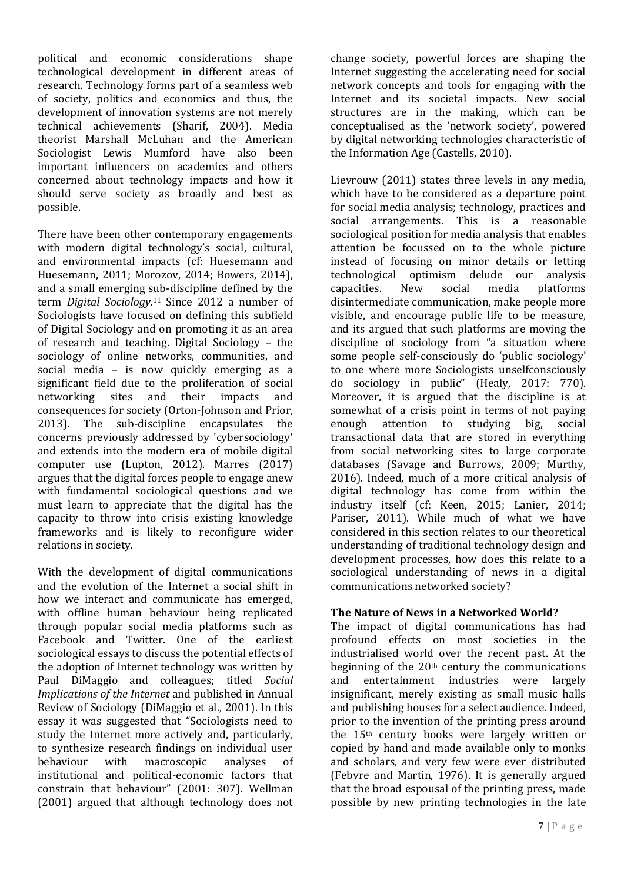political and economic considerations shape technological development in different areas of research. Technology forms part of a seamless web of society, politics and economics and thus, the development of innovation systems are not merely technical achievements (Sharif, 2004). Media theorist Marshall McLuhan and the American Sociologist Lewis Mumford have also been important influencers on academics and others concerned about technology impacts and how it should serve society as broadly and best as possible.

There have been other contemporary engagements with modern digital technology's social, cultural, and environmental impacts (cf: Huesemann and Huesemann, 2011; Morozov, 2014; Bowers, 2014), and a small emerging sub-discipline defined by the term *Digital Sociology*.[11] Since 2012 a number of Sociologists have focused on defining this subfield of Digital Sociology and on promoting it as an area of research and teaching. Digital Sociology – the sociology of online networks, communities, and social media – is now quickly emerging as a significant field due to the proliferation of social networking sites and their impacts and consequences for society (Orton-Johnson and Prior, 2013). The sub-discipline encapsulates the concerns previously addressed by 'cybersociology' and extends into the modern era of mobile digital computer use (Lupton, 2012). Marres (2017) argues that the digital forces people to engage anew with fundamental sociological questions and we must learn to appreciate that the digital has the capacity to throw into crisis existing knowledge frameworks and is likely to reconfigure wider relations in society.

With the development of digital communications and the evolution of the Internet a social shift in how we interact and communicate has emerged, with offline human behaviour being replicated through popular social media platforms such as Facebook and Twitter. One of the earliest sociological essays to discuss the potential effects of the adoption of Internet technology was written by Paul DiMaggio and colleagues; titled *Social Implications of the Internet* and published in Annual Review of Sociology (DiMaggio et al., 2001). In this essay it was suggested that "Sociologists need to study the Internet more actively and, particularly, to synthesize research findings on individual user behaviour with macroscopic analyses of institutional and political-economic factors that constrain that behaviour" (2001: 307). Wellman (2001) argued that although technology does not change society, powerful forces are shaping the Internet suggesting the accelerating need for social network concepts and tools for engaging with the Internet and its societal impacts. New social structures are in the making, which can be conceptualised as the 'network society', powered by digital networking technologies characteristic of the Information Age (Castells, 2010).

Lievrouw (2011) states three levels in any media, which have to be considered as a departure point for social media analysis; technology, practices and social arrangements. This is a reasonable sociological position for media analysis that enables attention be focussed on to the whole picture instead of focusing on minor details or letting technological optimism delude our analysis capacities. New social media platforms disintermediate communication, make people more visible, and encourage public life to be measure, and its argued that such platforms are moving the discipline of sociology from "a situation where some people self-consciously do 'public sociology' to one where more Sociologists unselfconsciously do sociology in public" (Healy, 2017: 770). Moreover, it is argued that the discipline is at somewhat of a crisis point in terms of not paying enough attention to studying big, social transactional data that are stored in everything from social networking sites to large corporate databases (Savage and Burrows, 2009; Murthy, 2016). Indeed, much of a more critical analysis of digital technology has come from within the industry itself (cf: Keen, 2015; Lanier, 2014; Pariser, 2011). While much of what we have considered in this section relates to our theoretical understanding of traditional technology design and development processes, how does this relate to a sociological understanding of news in a digital communications networked society?

**The Nature of News in a Networked World?**

The impact of digital communications has had profound effects on most societies in the industrialised world over the recent past. At the beginning of the 20th century the communications and entertainment industries were largely insignificant, merely existing as small music halls and publishing houses for a select audience. Indeed, prior to the invention of the printing press around the 15th century books were largely written or copied by hand and made available only to monks and scholars, and very few were ever distributed (Febvre and Martin, 1976). It is generally argued that the broad espousal of the printing press, made possible by new printing technologies in the late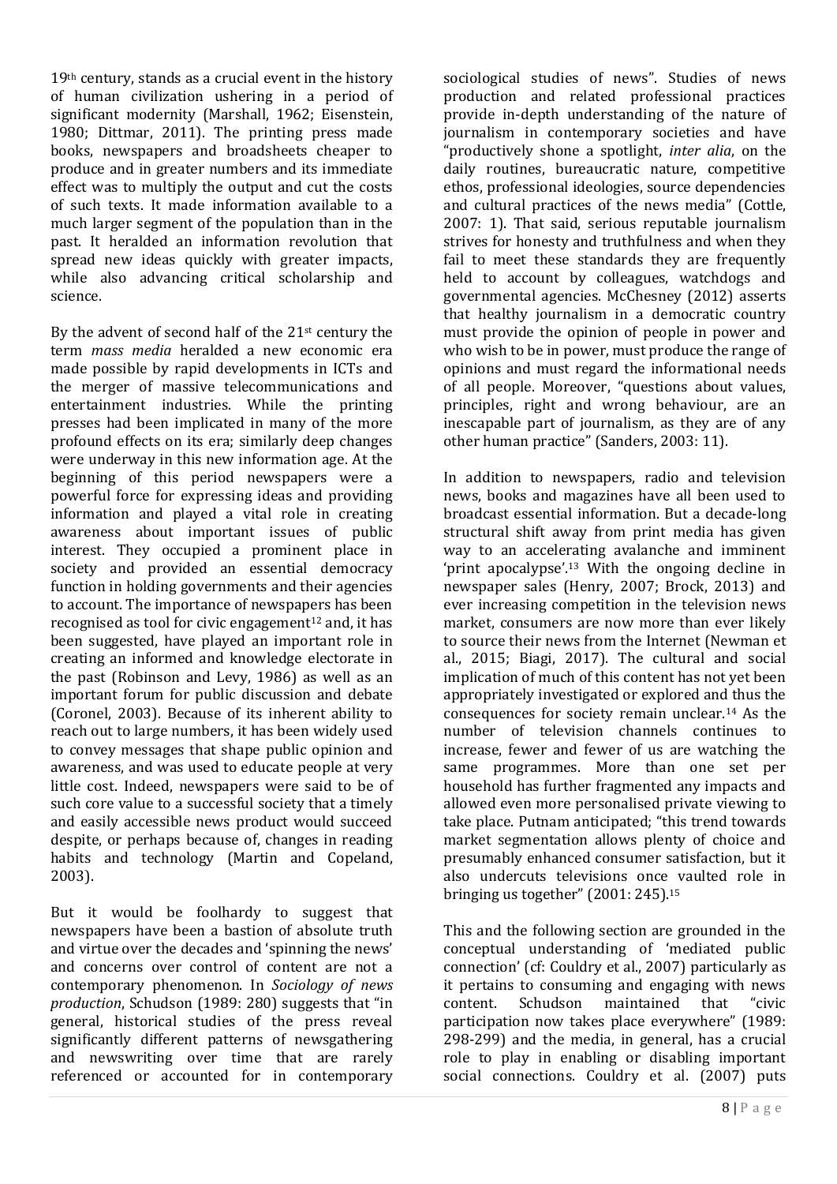19th century, stands as a crucial event in the history of human civilization ushering in a period of significant modernity (Marshall, 1962; Eisenstein, 1980; Dittmar, 2011). The printing press made books, newspapers and broadsheets cheaper to produce and in greater numbers and its immediate effect was to multiply the output and cut the costs of such texts. It made information available to a much larger segment of the population than in the past. It heralded an information revolution that spread new ideas quickly with greater impacts, while also advancing critical scholarship and science.

By the advent of second half of the 21st century the term *mass media* heralded a new economic era made possible by rapid developments in ICTs and the merger of massive telecommunications and entertainment industries. While the printing presses had been implicated in many of the more profound effects on its era; similarly deep changes were underway in this new information age. At the beginning of this period newspapers were a powerful force for expressing ideas and providing information and played a vital role in creating awareness about important issues of public interest. They occupied a prominent place in society and provided an essential democracy function in holding governments and their agencies to account. The importance of newspapers has been recognised as tool for civic engagement[12] and, it has been suggested, have played an important role in creating an informed and knowledge electorate in the past (Robinson and Levy, 1986) as well as an important forum for public discussion and debate (Coronel, 2003). Because of its inherent ability to reach out to large numbers, it has been widely used to convey messages that shape public opinion and awareness, and was used to educate people at very little cost. Indeed, newspapers were said to be of such core value to a successful society that a timely and easily accessible news product would succeed despite, or perhaps because of, changes in reading habits and technology (Martin and Copeland, 2003).

But it would be foolhardy to suggest that newspapers have been a bastion of absolute truth and virtue over the decades and 'spinning the news' and concerns over control of content are not a contemporary phenomenon. In *Sociology of news production*, Schudson (1989: 280) suggests that "in general, historical studies of the press reveal significantly different patterns of newsgathering and newswriting over time that are rarely referenced or accounted for in contemporary sociological studies of news". Studies of news production and related professional practices provide in-depth understanding of the nature of journalism in contemporary societies and have "productively shone a spotlight, *inter alia*, on the daily routines, bureaucratic nature, competitive ethos, professional ideologies, source dependencies and cultural practices of the news media" (Cottle, 2007: 1). That said, serious reputable journalism strives for honesty and truthfulness and when they fail to meet these standards they are frequently held to account by colleagues, watchdogs and governmental agencies. McChesney (2012) asserts that healthy journalism in a democratic country must provide the opinion of people in power and who wish to be in power, must produce the range of opinions and must regard the informational needs of all people. Moreover, "questions about values, principles, right and wrong behaviour, are an inescapable part of journalism, as they are of any other human practice" (Sanders, 2003: 11).

In addition to newspapers, radio and television news, books and magazines have all been used to broadcast essential information. But a decade-long structural shift away from print media has given way to an accelerating avalanche and imminent 'print apocalypse'.[13] With the ongoing decline in newspaper sales (Henry, 2007; Brock, 2013) and ever increasing competition in the television news market, consumers are now more than ever likely to source their news from the Internet (Newman et al., 2015; Biagi, 2017). The cultural and social implication of much of this content has not yet been appropriately investigated or explored and thus the consequences for society remain unclear.[14] As the number of television channels continues to increase, fewer and fewer of us are watching the same programmes. More than one set per household has further fragmented any impacts and allowed even more personalised private viewing to take place. Putnam anticipated; "this trend towards market segmentation allows plenty of choice and presumably enhanced consumer satisfaction, but it also undercuts televisions once vaulted role in bringing us together" (2001: 245).[15]

This and the following section are grounded in the conceptual understanding of 'mediated public connection' (cf: Couldry et al., 2007) particularly as it pertains to consuming and engaging with news content. Schudson maintained that "civic participation now takes place everywhere" (1989: 298-299) and the media, in general, has a crucial role to play in enabling or disabling important social connections. Couldry et al. (2007) puts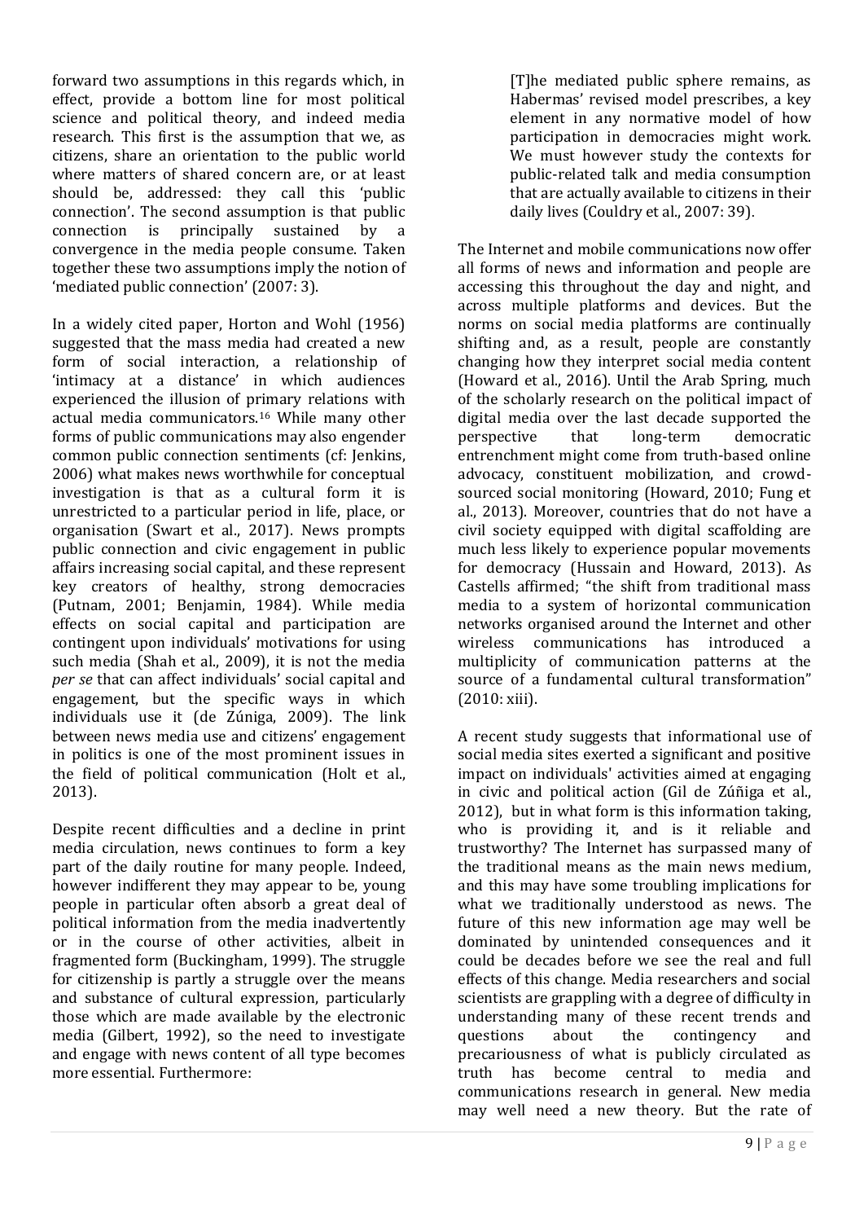forward two assumptions in this regards which, in effect, provide a bottom line for most political science and political theory, and indeed media research. This first is the assumption that we, as citizens, share an orientation to the public world where matters of shared concern are, or at least should be, addressed: they call this 'public connection'. The second assumption is that public connection is principally sustained by a convergence in the media people consume. Taken together these two assumptions imply the notion of 'mediated public connection' (2007: 3).

In a widely cited paper, Horton and Wohl (1956) suggested that the mass media had created a new form of social interaction, a relationship of 'intimacy at a distance' in which audiences experienced the illusion of primary relations with actual media communicators.[16] While many other forms of public communications may also engender common public connection sentiments (cf: Jenkins, 2006) what makes news worthwhile for conceptual investigation is that as a cultural form it is unrestricted to a particular period in life, place, or organisation (Swart et al., 2017). News prompts public connection and civic engagement in public affairs increasing social capital, and these represent key creators of healthy, strong democracies (Putnam, 2001; Benjamin, 1984). While media effects on social capital and participation are contingent upon individuals' motivations for using such media (Shah et al., 2009), it is not the media *per se* that can affect individuals' social capital and engagement, but the specific ways in which individuals use it (de Zúniga, 2009). The link between news media use and citizens' engagement in politics is one of the most prominent issues in the field of political communication (Holt et al., 2013).

Despite recent difficulties and a decline in print media circulation, news continues to form a key part of the daily routine for many people. Indeed, however indifferent they may appear to be, young people in particular often absorb a great deal of political information from the media inadvertently or in the course of other activities, albeit in fragmented form (Buckingham, 1999). The struggle for citizenship is partly a struggle over the means and substance of cultural expression, particularly those which are made available by the electronic media (Gilbert, 1992), so the need to investigate and engage with news content of all type becomes more essential. Furthermore:

> [T]he mediated public sphere remains, as Habermas' revised model prescribes, a key element in any normative model of how participation in democracies might work. We must however study the contexts for public-related talk and media consumption that are actually available to citizens in their daily lives (Couldry et al., 2007: 39).

The Internet and mobile communications now offer all forms of news and information and people are accessing this throughout the day and night, and across multiple platforms and devices. But the norms on social media platforms are continually shifting and, as a result, people are constantly changing how they interpret social media content (Howard et al., 2016). Until the Arab Spring, much of the scholarly research on the political impact of digital media over the last decade supported the perspective that long-term democratic entrenchment might come from truth-based online advocacy, constituent mobilization, and crowd-sourced social monitoring (Howard, 2010; Fung et al., 2013). Moreover, countries that do not have a civil society equipped with digital scaffolding are much less likely to experience popular movements for democracy (Hussain and Howard, 2013). As Castells affirmed; "the shift from traditional mass media to a system of horizontal communication networks organised around the Internet and other wireless communications has introduced a multiplicity of communication patterns at the source of a fundamental cultural transformation" (2010: xiii).

A recent study suggests that informational use of social media sites exerted a significant and positive impact on individuals' activities aimed at engaging in civic and political action (Gil de Zúñiga et al., 2012), but in what form is this information taking, who is providing it, and is it reliable and trustworthy? The Internet has surpassed many of the traditional means as the main news medium, and this may have some troubling implications for what we traditionally understood as news. The future of this new information age may well be dominated by unintended consequences and it could be decades before we see the real and full effects of this change. Media researchers and social scientists are grappling with a degree of difficulty in understanding many of these recent trends and questions about the contingency and precariousness of what is publicly circulated as truth has become central to media and communications research in general. New media may well need a new theory. But the rate of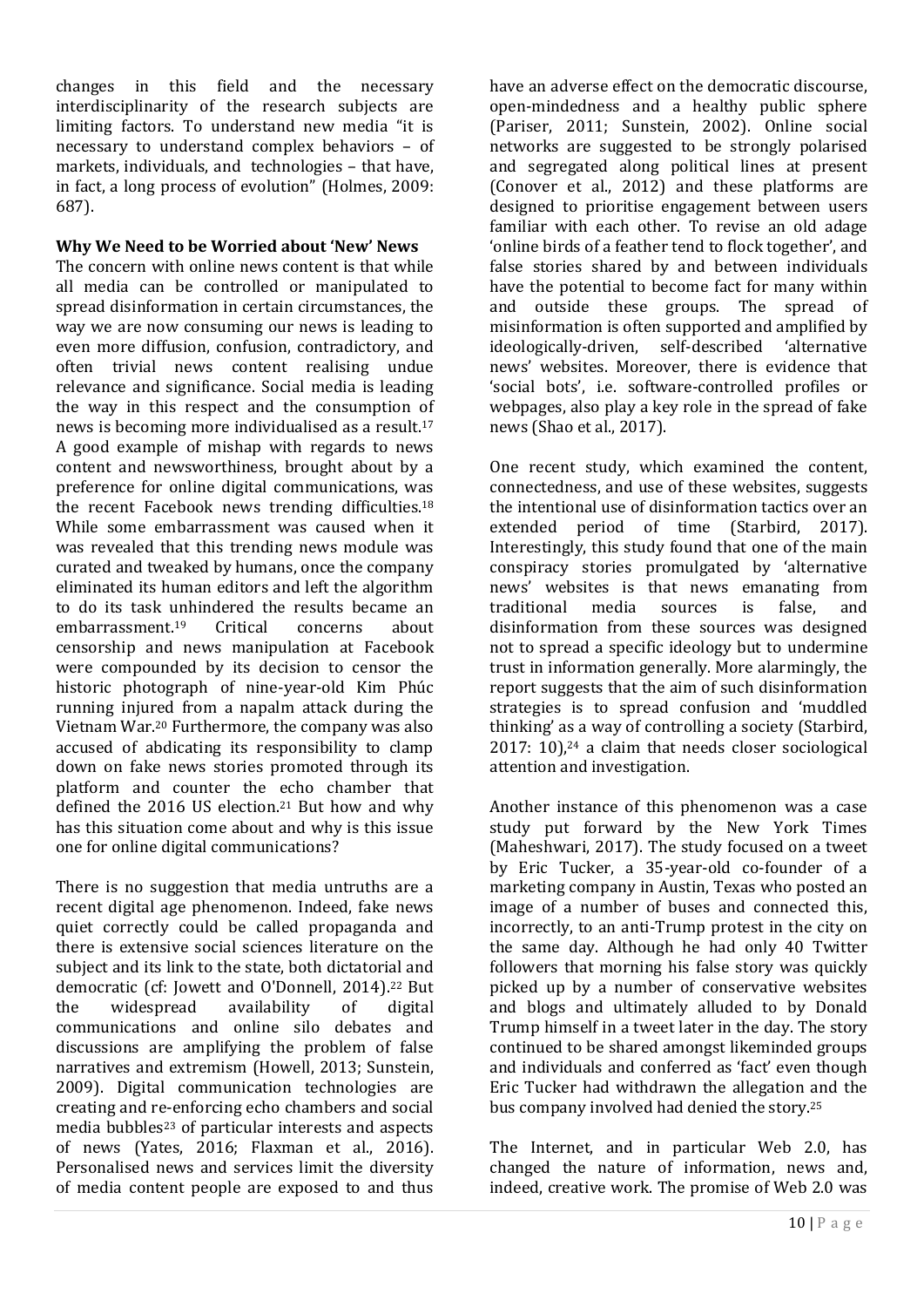changes in this field and the necessary interdisciplinarity of the research subjects are limiting factors. To understand new media "it is necessary to understand complex behaviors – of markets, individuals, and technologies – that have, in fact, a long process of evolution" (Holmes, 2009: 687).

**Why We Need to be Worried about 'New' News**

The concern with online news content is that while all media can be controlled or manipulated to spread disinformation in certain circumstances, the way we are now consuming our news is leading to even more diffusion, confusion, contradictory, and often trivial news content realising undue relevance and significance. Social media is leading the way in this respect and the consumption of news is becoming more individualised as a result.[17] A good example of mishap with regards to news content and newsworthiness, brought about by a preference for online digital communications, was the recent Facebook news trending difficulties.[18] While some embarrassment was caused when it was revealed that this trending news module was curated and tweaked by humans, once the company eliminated its human editors and left the algorithm to do its task unhindered the results became an embarrassment.[19] Critical concerns about censorship and news manipulation at Facebook were compounded by its decision to censor the historic photograph of nine-year-old Kim Phúc running injured from a napalm attack during the Vietnam War.[20] Furthermore, the company was also accused of abdicating its responsibility to clamp down on fake news stories promoted through its platform and counter the echo chamber that defined the 2016 US election.[21] But how and why has this situation come about and why is this issue one for online digital communications?

There is no suggestion that media untruths are a recent digital age phenomenon. Indeed, fake news quiet correctly could be called propaganda and there is extensive social sciences literature on the subject and its link to the state, both dictatorial and democratic (cf: Jowett and O'Donnell, 2014).[22] But the widespread availability of digital communications and online silo debates and discussions are amplifying the problem of false narratives and extremism (Howell, 2013; Sunstein, 2009). Digital communication technologies are creating and re-enforcing echo chambers and social media bubbles[23] of particular interests and aspects of news (Yates, 2016; Flaxman et al., 2016). Personalised news and services limit the diversity of media content people are exposed to and thus have an adverse effect on the democratic discourse, open-mindedness and a healthy public sphere (Pariser, 2011; Sunstein, 2002). Online social networks are suggested to be strongly polarised and segregated along political lines at present (Conover et al., 2012) and these platforms are designed to prioritise engagement between users familiar with each other. To revise an old adage 'online birds of a feather tend to flock together', and false stories shared by and between individuals have the potential to become fact for many within and outside these groups. The spread of misinformation is often supported and amplified by ideologically-driven, self-described 'alternative news' websites. Moreover, there is evidence that 'social bots', i.e. software-controlled profiles or webpages, also play a key role in the spread of fake news (Shao et al., 2017).

One recent study, which examined the content, connectedness, and use of these websites, suggests the intentional use of disinformation tactics over an extended period of time (Starbird, 2017). Interestingly, this study found that one of the main conspiracy stories promulgated by 'alternative news' websites is that news emanating from traditional media sources is false, and disinformation from these sources was designed not to spread a specific ideology but to undermine trust in information generally. More alarmingly, the report suggests that the aim of such disinformation strategies is to spread confusion and 'muddled thinking' as a way of controlling a society (Starbird, 2017: 10),[24] a claim that needs closer sociological attention and investigation.

Another instance of this phenomenon was a case study put forward by the New York Times (Maheshwari, 2017). The study focused on a tweet by Eric Tucker, a 35-year-old co-founder of a marketing company in Austin, Texas who posted an image of a number of buses and connected this, incorrectly, to an anti-Trump protest in the city on the same day. Although he had only 40 Twitter followers that morning his false story was quickly picked up by a number of conservative websites and blogs and ultimately alluded to by Donald Trump himself in a tweet later in the day. The story continued to be shared amongst likeminded groups and individuals and conferred as 'fact' even though Eric Tucker had withdrawn the allegation and the bus company involved had denied the story.[25]

The Internet, and in particular Web 2.0, has changed the nature of information, news and, indeed, creative work. The promise of Web 2.0 was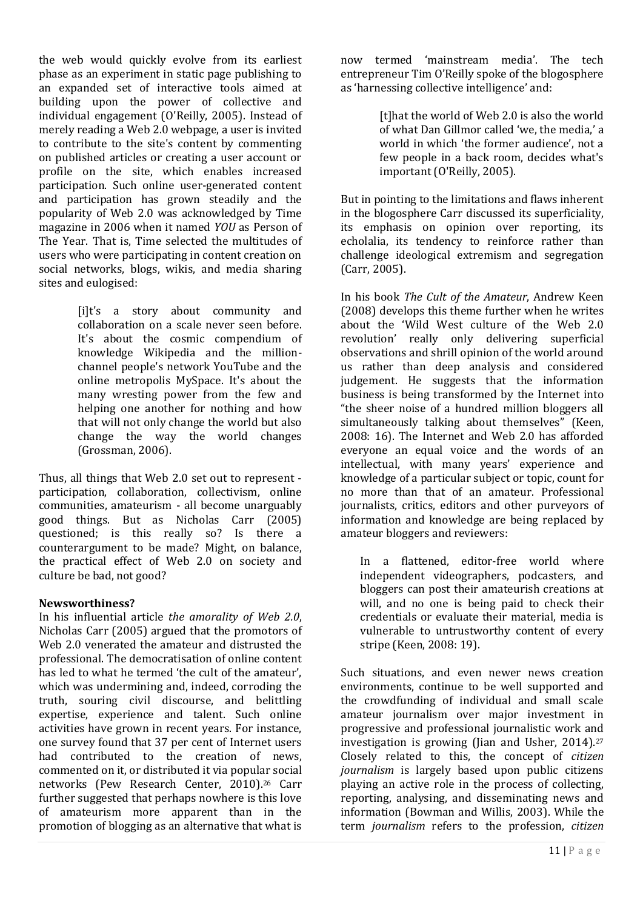the web would quickly evolve from its earliest phase as an experiment in static page publishing to an expanded set of interactive tools aimed at building upon the power of collective and individual engagement (O'Reilly, 2005). Instead of merely reading a Web 2.0 webpage, a user is invited to contribute to the site's content by commenting on published articles or creating a user account or profile on the site, which enables increased participation. Such online user-generated content and participation has grown steadily and the popularity of Web 2.0 was acknowledged by Time magazine in 2006 when it named *YOU* as Person of The Year. That is, Time selected the multitudes of users who were participating in content creation on social networks, blogs, wikis, and media sharing sites and eulogised:

> [i]t's a story about community and collaboration on a scale never seen before. It's about the cosmic compendium of knowledge Wikipedia and the million-channel people's network YouTube and the online metropolis MySpace. It's about the many wresting power from the few and helping one another for nothing and how that will not only change the world but also change the way the world changes (Grossman, 2006).

Thus, all things that Web 2.0 set out to represent - participation, collaboration, collectivism, online communities, amateurism - all become unarguably good things. But as Nicholas Carr (2005) questioned; is this really so? Is there a counterargument to be made? Might, on balance, the practical effect of Web 2.0 on society and culture be bad, not good?

**Newsworthiness?**

In his influential article *the amorality of Web 2.0*, Nicholas Carr (2005) argued that the promotors of Web 2.0 venerated the amateur and distrusted the professional. The democratisation of online content has led to what he termed 'the cult of the amateur', which was undermining and, indeed, corroding the truth, souring civil discourse, and belittling expertise, experience and talent. Such online activities have grown in recent years. For instance, one survey found that 37 per cent of Internet users had contributed to the creation of news, commented on it, or distributed it via popular social networks (Pew Research Center, 2010).[26] Carr further suggested that perhaps nowhere is this love of amateurism more apparent than in the promotion of blogging as an alternative that what is now termed 'mainstream media'. The tech entrepreneur Tim O'Reilly spoke of the blogosphere as 'harnessing collective intelligence' and:

> [t]hat the world of Web 2.0 is also the world of what Dan Gillmor called 'we, the media,' a world in which 'the former audience', not a few people in a back room, decides what's important (O'Reilly, 2005).

But in pointing to the limitations and flaws inherent in the blogosphere Carr discussed its superficiality, its emphasis on opinion over reporting, its echolalia, its tendency to reinforce rather than challenge ideological extremism and segregation (Carr, 2005).

In his book *The Cult of the Amateur*, Andrew Keen (2008) develops this theme further when he writes about the 'Wild West culture of the Web 2.0 revolution' really only delivering superficial observations and shrill opinion of the world around us rather than deep analysis and considered judgement. He suggests that the information business is being transformed by the Internet into "the sheer noise of a hundred million bloggers all simultaneously talking about themselves" (Keen, 2008: 16). The Internet and Web 2.0 has afforded everyone an equal voice and the words of an intellectual, with many years' experience and knowledge of a particular subject or topic, count for no more than that of an amateur. Professional journalists, critics, editors and other purveyors of information and knowledge are being replaced by amateur bloggers and reviewers:

> In a flattened, editor-free world where independent videographers, podcasters, and bloggers can post their amateurish creations at will, and no one is being paid to check their credentials or evaluate their material, media is vulnerable to untrustworthy content of every stripe (Keen, 2008: 19).

Such situations, and even newer news creation environments, continue to be well supported and the crowdfunding of individual and small scale amateur journalism over major investment in progressive and professional journalistic work and investigation is growing (Jian and Usher, 2014).[27] Closely related to this, the concept of *citizen journalism* is largely based upon public citizens playing an active role in the process of collecting, reporting, analysing, and disseminating news and information (Bowman and Willis, 2003). While the term *journalism* refers to the profession, *citizen*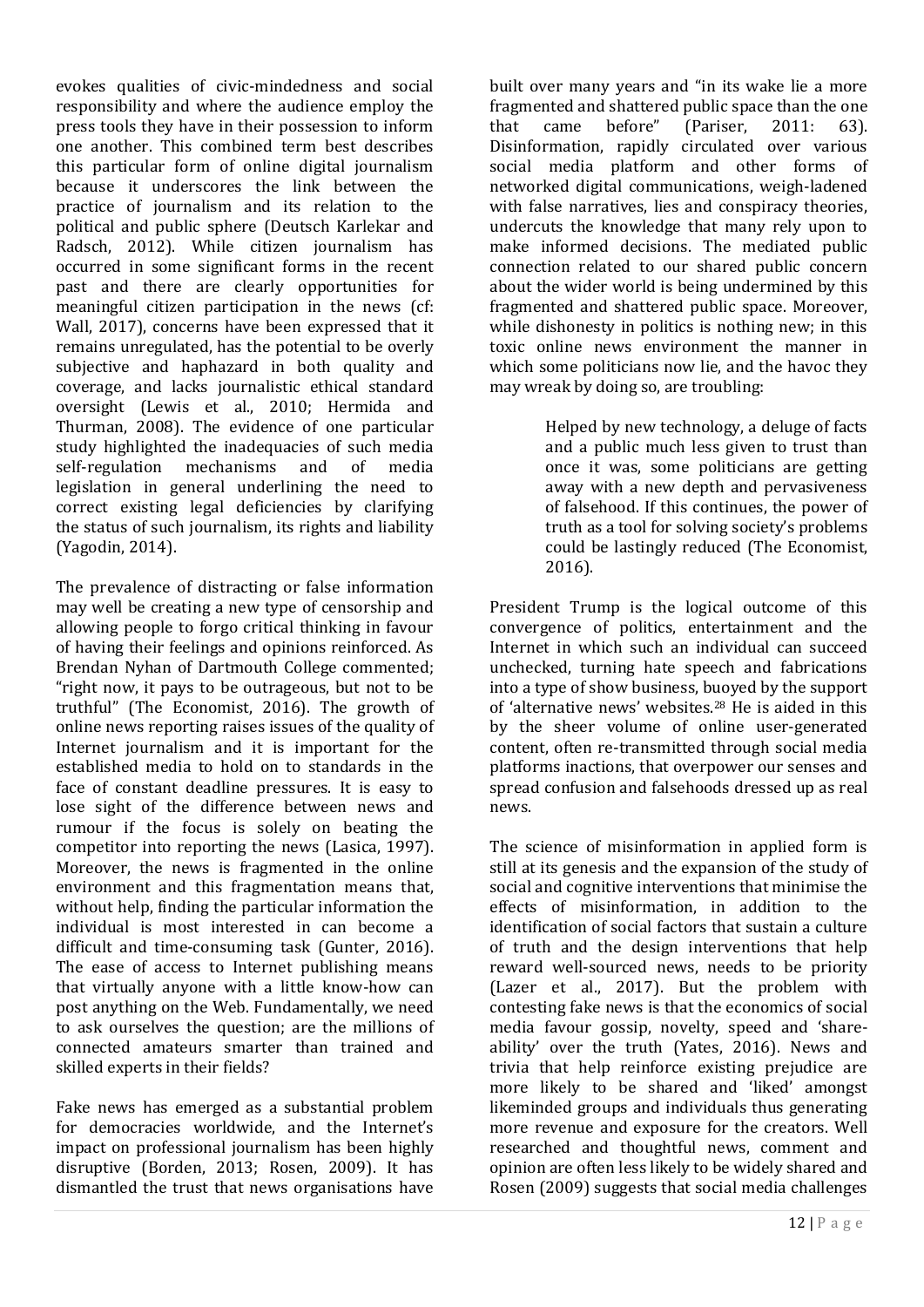evokes qualities of civic-mindedness and social responsibility and where the audience employ the press tools they have in their possession to inform one another. This combined term best describes this particular form of online digital journalism because it underscores the link between the practice of journalism and its relation to the political and public sphere (Deutsch Karlekar and Radsch, 2012). While citizen journalism has occurred in some significant forms in the recent past and there are clearly opportunities for meaningful citizen participation in the news (cf: Wall, 2017), concerns have been expressed that it remains unregulated, has the potential to be overly subjective and haphazard in both quality and coverage, and lacks journalistic ethical standard oversight (Lewis et al., 2010; Hermida and Thurman, 2008). The evidence of one particular study highlighted the inadequacies of such media self-regulation mechanisms and of media legislation in general underlining the need to correct existing legal deficiencies by clarifying the status of such journalism, its rights and liability (Yagodin, 2014).

The prevalence of distracting or false information may well be creating a new type of censorship and allowing people to forgo critical thinking in favour of having their feelings and opinions reinforced. As Brendan Nyhan of Dartmouth College commented; "right now, it pays to be outrageous, but not to be truthful" (The Economist, 2016). The growth of online news reporting raises issues of the quality of Internet journalism and it is important for the established media to hold on to standards in the face of constant deadline pressures. It is easy to lose sight of the difference between news and rumour if the focus is solely on beating the competitor into reporting the news (Lasica, 1997). Moreover, the news is fragmented in the online environment and this fragmentation means that, without help, finding the particular information the individual is most interested in can become a difficult and time-consuming task (Gunter, 2016). The ease of access to Internet publishing means that virtually anyone with a little know-how can post anything on the Web. Fundamentally, we need to ask ourselves the question; are the millions of connected amateurs smarter than trained and skilled experts in their fields?

Fake news has emerged as a substantial problem for democracies worldwide, and the Internet's impact on professional journalism has been highly disruptive (Borden, 2013; Rosen, 2009). It has dismantled the trust that news organisations have built over many years and "in its wake lie a more fragmented and shattered public space than the one that came before" (Pariser, 2011: 63). Disinformation, rapidly circulated over various social media platform and other forms of networked digital communications, weigh-ladened with false narratives, lies and conspiracy theories, undercuts the knowledge that many rely upon to make informed decisions. The mediated public connection related to our shared public concern about the wider world is being undermined by this fragmented and shattered public space. Moreover, while dishonesty in politics is nothing new; in this toxic online news environment the manner in which some politicians now lie, and the havoc they may wreak by doing so, are troubling:

> Helped by new technology, a deluge of facts and a public much less given to trust than once it was, some politicians are getting away with a new depth and pervasiveness of falsehood. If this continues, the power of truth as a tool for solving society's problems could be lastingly reduced (The Economist, 2016).

President Trump is the logical outcome of this convergence of politics, entertainment and the Internet in which such an individual can succeed unchecked, turning hate speech and fabrications into a type of show business, buoyed by the support of 'alternative news' websites.[28] He is aided in this by the sheer volume of online user-generated content, often re-transmitted through social media platforms inactions, that overpower our senses and spread confusion and falsehoods dressed up as real news.

The science of misinformation in applied form is still at its genesis and the expansion of the study of social and cognitive interventions that minimise the effects of misinformation, in addition to the identification of social factors that sustain a culture of truth and the design interventions that help reward well-sourced news, needs to be priority (Lazer et al., 2017). But the problem with contesting fake news is that the economics of social media favour gossip, novelty, speed and 'share-ability' over the truth (Yates, 2016). News and trivia that help reinforce existing prejudice are more likely to be shared and 'liked' amongst likeminded groups and individuals thus generating more revenue and exposure for the creators. Well researched and thoughtful news, comment and opinion are often less likely to be widely shared and Rosen (2009) suggests that social media challenges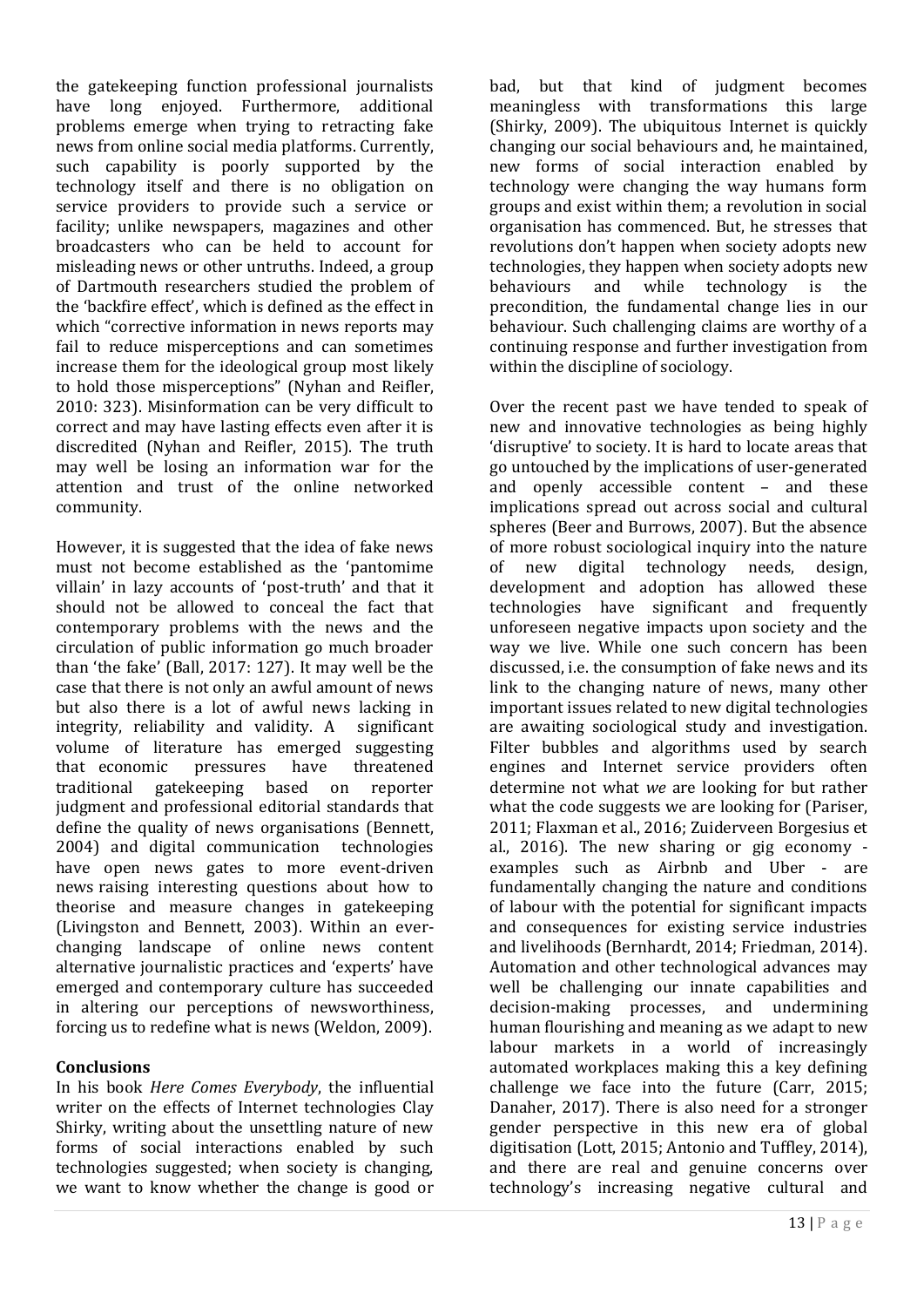the gatekeeping function professional journalists have long enjoyed. Furthermore, additional problems emerge when trying to retracting fake news from online social media platforms. Currently, such capability is poorly supported by the technology itself and there is no obligation on service providers to provide such a service or facility; unlike newspapers, magazines and other broadcasters who can be held to account for misleading news or other untruths. Indeed, a group of Dartmouth researchers studied the problem of the 'backfire effect', which is defined as the effect in which "corrective information in news reports may fail to reduce misperceptions and can sometimes increase them for the ideological group most likely to hold those misperceptions" (Nyhan and Reifler, 2010: 323). Misinformation can be very difficult to correct and may have lasting effects even after it is discredited (Nyhan and Reifler, 2015). The truth may well be losing an information war for the attention and trust of the online networked community.

However, it is suggested that the idea of fake news must not become established as the 'pantomime villain' in lazy accounts of 'post-truth' and that it should not be allowed to conceal the fact that contemporary problems with the news and the circulation of public information go much broader than 'the fake' (Ball, 2017: 127). It may well be the case that there is not only an awful amount of news but also there is a lot of awful news lacking in integrity, reliability and validity. A significant volume of literature has emerged suggesting that economic pressures have threatened traditional gatekeeping based on reporter judgment and professional editorial standards that define the quality of news organisations (Bennett, 2004) and digital communication technologies have open news gates to more event-driven news raising interesting questions about how to theorise and measure changes in gatekeeping (Livingston and Bennett, 2003). Within an ever-changing landscape of online news content alternative journalistic practices and 'experts' have emerged and contemporary culture has succeeded in altering our perceptions of newsworthiness, forcing us to redefine what is news (Weldon, 2009).

## Conclusions

In his book *Here Comes Everybody*, the influential writer on the effects of Internet technologies Clay Shirky, writing about the unsettling nature of new forms of social interactions enabled by such technologies suggested; when society is changing, we want to know whether the change is good or bad, but that kind of judgment becomes meaningless with transformations this large (Shirky, 2009). The ubiquitous Internet is quickly changing our social behaviours and, he maintained, new forms of social interaction enabled by technology were changing the way humans form groups and exist within them; a revolution in social organisation has commenced. But, he stresses that revolutions don't happen when society adopts new technologies, they happen when society adopts new behaviours and while technology is the precondition, the fundamental change lies in our behaviour. Such challenging claims are worthy of a continuing response and further investigation from within the discipline of sociology.

Over the recent past we have tended to speak of new and innovative technologies as being highly 'disruptive' to society. It is hard to locate areas that go untouched by the implications of user-generated and openly accessible content – and these implications spread out across social and cultural spheres (Beer and Burrows, 2007). But the absence of more robust sociological inquiry into the nature of new digital technology needs, design, development and adoption has allowed these technologies have significant and frequently unforeseen negative impacts upon society and the way we live. While one such concern has been discussed, i.e. the consumption of fake news and its link to the changing nature of news, many other important issues related to new digital technologies are awaiting sociological study and investigation. Filter bubbles and algorithms used by search engines and Internet service providers often determine not what *we* are looking for but rather what the code suggests we are looking for (Pariser, 2011; Flaxman et al., 2016; Zuiderveen Borgesius et al., 2016). The new sharing or gig economy - examples such as Airbnb and Uber - are fundamentally changing the nature and conditions of labour with the potential for significant impacts and consequences for existing service industries and livelihoods (Bernhardt, 2014; Friedman, 2014). Automation and other technological advances may well be challenging our innate capabilities and decision-making processes, and undermining human flourishing and meaning as we adapt to new labour markets in a world of increasingly automated workplaces making this a key defining challenge we face into the future (Carr, 2015; Danaher, 2017). There is also need for a stronger gender perspective in this new era of global digitisation (Lott, 2015; Antonio and Tuffley, 2014), and there are real and genuine concerns over technology's increasing negative cultural and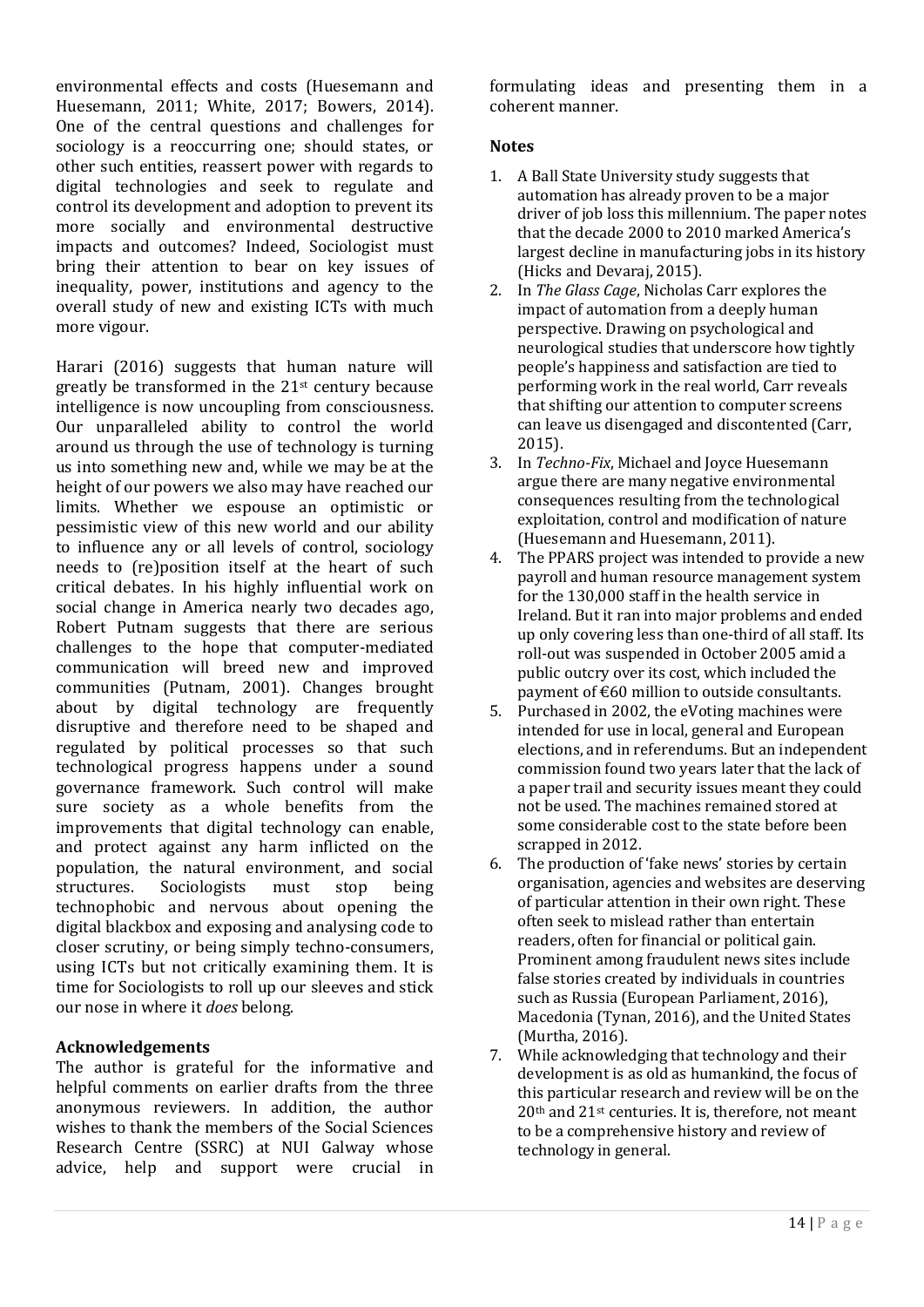environmental effects and costs (Huesemann and Huesemann, 2011; White, 2017; Bowers, 2014). One of the central questions and challenges for sociology is a reoccurring one; should states, or other such entities, reassert power with regards to digital technologies and seek to regulate and control its development and adoption to prevent its more socially and environmental destructive impacts and outcomes? Indeed, Sociologist must bring their attention to bear on key issues of inequality, power, institutions and agency to the overall study of new and existing ICTs with much more vigour.

Harari (2016) suggests that human nature will greatly be transformed in the 21st century because intelligence is now uncoupling from consciousness. Our unparalleled ability to control the world around us through the use of technology is turning us into something new and, while we may be at the height of our powers we also may have reached our limits. Whether we espouse an optimistic or pessimistic view of this new world and our ability to influence any or all levels of control, sociology needs to (re)position itself at the heart of such critical debates. In his highly influential work on social change in America nearly two decades ago, Robert Putnam suggests that there are serious challenges to the hope that computer-mediated communication will breed new and improved communities (Putnam, 2001). Changes brought about by digital technology are frequently disruptive and therefore need to be shaped and regulated by political processes so that such technological progress happens under a sound governance framework. Such control will make sure society as a whole benefits from the improvements that digital technology can enable, and protect against any harm inflicted on the population, the natural environment, and social structures. Sociologists must stop being technophobic and nervous about opening the digital blackbox and exposing and analysing code to closer scrutiny, or being simply techno-consumers, using ICTs but not critically examining them. It is time for Sociologists to roll up our sleeves and stick our nose in where it *does* belong.

## Acknowledgements

The author is grateful for the informative and helpful comments on earlier drafts from the three anonymous reviewers. In addition, the author wishes to thank the members of the Social Sciences Research Centre (SSRC) at NUI Galway whose advice, help and support were crucial in formulating ideas and presenting them in a coherent manner.

## Notes

1. A Ball State University study suggests that automation has already proven to be a major driver of job loss this millennium. The paper notes that the decade 2000 to 2010 marked America's largest decline in manufacturing jobs in its history (Hicks and Devaraj, 2015).
2. In *The Glass Cage*, Nicholas Carr explores the impact of automation from a deeply human perspective. Drawing on psychological and neurological studies that underscore how tightly people's happiness and satisfaction are tied to performing work in the real world, Carr reveals that shifting our attention to computer screens can leave us disengaged and discontented (Carr, 2015).
3. In *Techno-Fix*, Michael and Joyce Huesemann argue there are many negative environmental consequences resulting from the technological exploitation, control and modification of nature (Huesemann and Huesemann, 2011).
4. The PPARS project was intended to provide a new payroll and human resource management system for the 130,000 staff in the health service in Ireland. But it ran into major problems and ended up only covering less than one-third of all staff. Its roll-out was suspended in October 2005 amid a public outcry over its cost, which included the payment of €60 million to outside consultants.
5. Purchased in 2002, the eVoting machines were intended for use in local, general and European elections, and in referendums. But an independent commission found two years later that the lack of a paper trail and security issues meant they could not be used. The machines remained stored at some considerable cost to the state before been scrapped in 2012.
6. The production of 'fake news' stories by certain organisation, agencies and websites are deserving of particular attention in their own right. These often seek to mislead rather than entertain readers, often for financial or political gain. Prominent among fraudulent news sites include false stories created by individuals in countries such as Russia (European Parliament, 2016), Macedonia (Tynan, 2016), and the United States (Murtha, 2016).
7. While acknowledging that technology and their development is as old as humankind, the focus of this particular research and review will be on the 20th and 21st centuries. It is, therefore, not meant to be a comprehensive history and review of technology in general.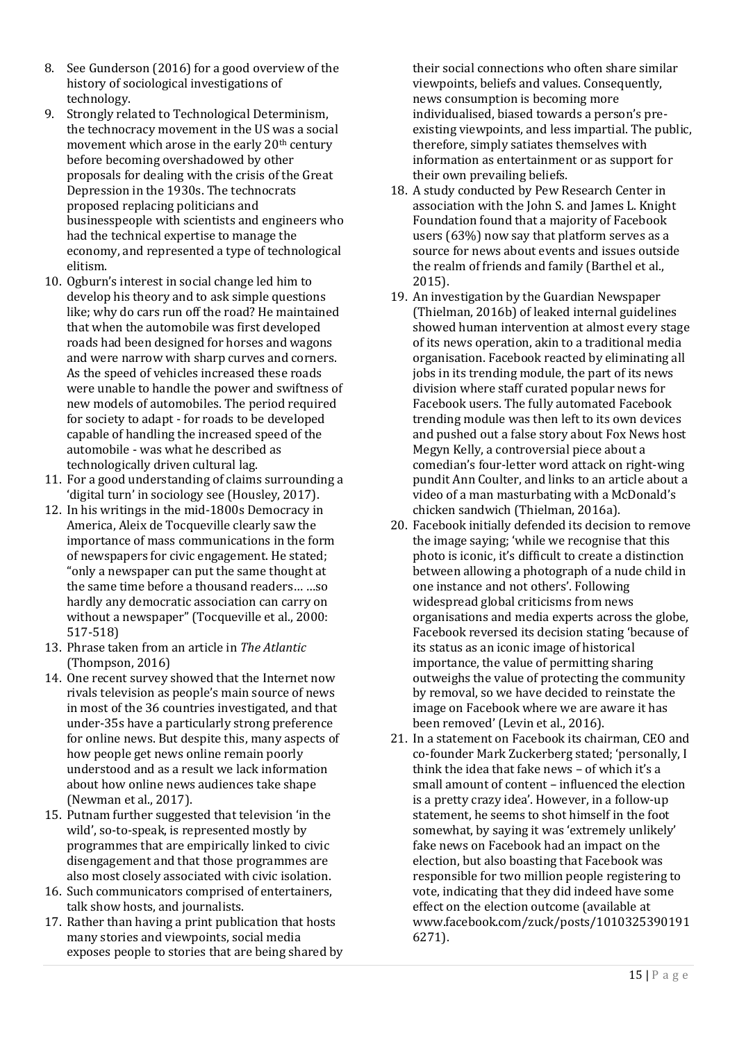8. See Gunderson (2016) for a good overview of the history of sociological investigations of technology.
9. Strongly related to Technological Determinism, the technocracy movement in the US was a social movement which arose in the early 20th century before becoming overshadowed by other proposals for dealing with the crisis of the Great Depression in the 1930s. The technocrats proposed replacing politicians and businesspeople with scientists and engineers who had the technical expertise to manage the economy, and represented a type of technological elitism.
10. Ogburn's interest in social change led him to develop his theory and to ask simple questions like; why do cars run off the road? He maintained that when the automobile was first developed roads had been designed for horses and wagons and were narrow with sharp curves and corners. As the speed of vehicles increased these roads were unable to handle the power and swiftness of new models of automobiles. The period required for society to adapt - for roads to be developed capable of handling the increased speed of the automobile - was what he described as technologically driven cultural lag.
11. For a good understanding of claims surrounding a 'digital turn' in sociology see (Housley, 2017).
12. In his writings in the mid-1800s Democracy in America, Aleix de Tocqueville clearly saw the importance of mass communications in the form of newspapers for civic engagement. He stated; "only a newspaper can put the same thought at the same time before a thousand readers… …so hardly any democratic association can carry on without a newspaper" (Tocqueville et al., 2000: 517-518)
13. Phrase taken from an article in *The Atlantic* (Thompson, 2016)
14. One recent survey showed that the Internet now rivals television as people's main source of news in most of the 36 countries investigated, and that under-35s have a particularly strong preference for online news. But despite this, many aspects of how people get news online remain poorly understood and as a result we lack information about how online news audiences take shape (Newman et al., 2017).
15. Putnam further suggested that television 'in the wild', so-to-speak, is represented mostly by programmes that are empirically linked to civic disengagement and that those programmes are also most closely associated with civic isolation.
16. Such communicators comprised of entertainers, talk show hosts, and journalists.
17. Rather than having a print publication that hosts many stories and viewpoints, social media exposes people to stories that are being shared by their social connections who often share similar viewpoints, beliefs and values. Consequently, news consumption is becoming more individualised, biased towards a person's pre-existing viewpoints, and less impartial. The public, therefore, simply satiates themselves with information as entertainment or as support for their own prevailing beliefs.
18. A study conducted by Pew Research Center in association with the John S. and James L. Knight Foundation found that a majority of Facebook users (63%) now say that platform serves as a source for news about events and issues outside the realm of friends and family (Barthel et al., 2015).
19. An investigation by the Guardian Newspaper (Thielman, 2016b) of leaked internal guidelines showed human intervention at almost every stage of its news operation, akin to a traditional media organisation. Facebook reacted by eliminating all jobs in its trending module, the part of its news division where staff curated popular news for Facebook users. The fully automated Facebook trending module was then left to its own devices and pushed out a false story about Fox News host Megyn Kelly, a controversial piece about a comedian's four-letter word attack on right-wing pundit Ann Coulter, and links to an article about a video of a man masturbating with a McDonald's chicken sandwich (Thielman, 2016a).
20. Facebook initially defended its decision to remove the image saying; 'while we recognise that this photo is iconic, it's difficult to create a distinction between allowing a photograph of a nude child in one instance and not others'. Following widespread global criticisms from news organisations and media experts across the globe, Facebook reversed its decision stating 'because of its status as an iconic image of historical importance, the value of permitting sharing outweighs the value of protecting the community by removal, so we have decided to reinstate the image on Facebook where we are aware it has been removed' (Levin et al., 2016).
21. In a statement on Facebook its chairman, CEO and co-founder Mark Zuckerberg stated; 'personally, I think the idea that fake news – of which it's a small amount of content – influenced the election is a pretty crazy idea'. However, in a follow-up statement, he seems to shot himself in the foot somewhat, by saying it was 'extremely unlikely' fake news on Facebook had an impact on the election, but also boasting that Facebook was responsible for two million people registering to vote, indicating that they did indeed have some effect on the election outcome (available at www.facebook.com/zuck/posts/10103253901916271).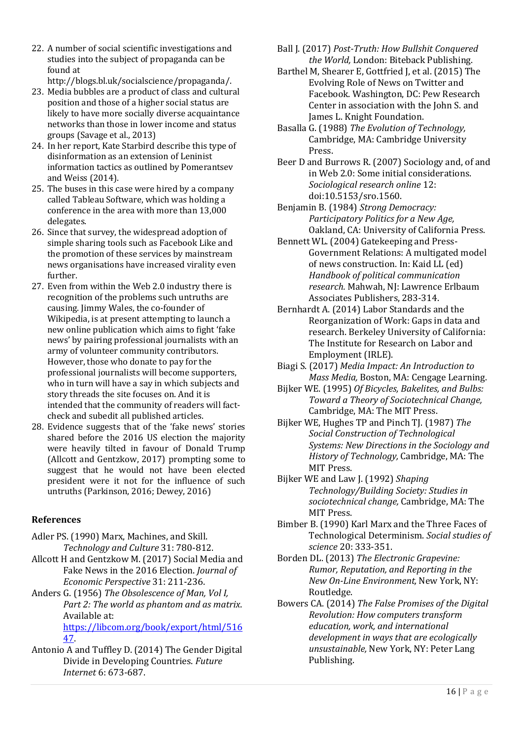22. A number of social scientific investigations and studies into the subject of propaganda can be found at http://blogs.bl.uk/socialscience/propaganda/.
23. Media bubbles are a product of class and cultural position and those of a higher social status are likely to have more socially diverse acquaintance networks than those in lower income and status groups (Savage et al., 2013)
24. In her report, Kate Starbird describe this type of disinformation as an extension of Leninist information tactics as outlined by Pomerantsev and Weiss (2014).
25. The buses in this case were hired by a company called Tableau Software, which was holding a conference in the area with more than 13,000 delegates.
26. Since that survey, the widespread adoption of simple sharing tools such as Facebook Like and the promotion of these services by mainstream news organisations have increased virality even further.
27. Even from within the Web 2.0 industry there is recognition of the problems such untruths are causing. Jimmy Wales, the co-founder of Wikipedia, is at present attempting to launch a new online publication which aims to fight 'fake news' by pairing professional journalists with an army of volunteer community contributors. However, those who donate to pay for the professional journalists will become supporters, who in turn will have a say in which subjects and story threads the site focuses on. And it is intended that the community of readers will fact-check and subedit all published articles.
28. Evidence suggests that of the 'fake news' stories shared before the 2016 US election the majority were heavily tilted in favour of Donald Trump (Allcott and Gentzkow, 2017) prompting some to suggest that he would not have been elected president were it not for the influence of such untruths (Parkinson, 2016; Dewey, 2016)

## References

Adler PS. (1990) Marx, Machines, and Skill. *Technology and Culture* 31: 780-812.

Allcott H and Gentzkow M. (2017) Social Media and Fake News in the 2016 Election. *Journal of Economic Perspective* 31: 211-236.

Anders G. (1956) *The Obsolescence of Man, Vol I, Part 2: The world as phantom and as matrix*. Available at: https://libcom.org/book/export/html/51647.

Antonio A and Tuffley D. (2014) The Gender Digital Divide in Developing Countries. *Future Internet* 6: 673-687.

Ball J. (2017) *Post-Truth: How Bullshit Conquered the World,* London: Biteback Publishing.

Barthel M, Shearer E, Gottfried J, et al. (2015) The Evolving Role of News on Twitter and Facebook. Washington, DC: Pew Research Center in association with the John S. and James L. Knight Foundation.

Basalla G. (1988) *The Evolution of Technology,* Cambridge, MA: Cambridge University Press.

Beer D and Burrows R. (2007) Sociology and, of and in Web 2.0: Some initial considerations. *Sociological research online* 12: doi:10.5153/sro.1560.

Benjamin B. (1984) *Strong Democracy: Participatory Politics for a New Age,* Oakland, CA: University of California Press.

Bennett WL. (2004) Gatekeeping and Press-Government Relations: A multigated model of news construction. In: Kaid LL (ed) *Handbook of political communication research.* Mahwah, NJ: Lawrence Erlbaum Associates Publishers, 283-314.

Bernhardt A. (2014) Labor Standards and the Reorganization of Work: Gaps in data and research. Berkeley University of California: The Institute for Research on Labor and Employment (IRLE).

Biagi S. (2017) *Media Impact: An Introduction to Mass Media,* Boston, MA: Cengage Learning.

Bijker WE. (1995) *Of Bicycles, Bakelites, and Bulbs: Toward a Theory of Sociotechnical Change,* Cambridge, MA: The MIT Press.

Bijker WE, Hughes TP and Pinch TJ. (1987) *The Social Construction of Technological Systems: New Directions in the Sociology and History of Technology,* Cambridge, MA: The MIT Press.

Bijker WE and Law J. (1992) *Shaping Technology/Building Society: Studies in sociotechnical change,* Cambridge, MA: The MIT Press.

Bimber B. (1990) Karl Marx and the Three Faces of Technological Determinism. *Social studies of science* 20: 333-351.

Borden DL. (2013) *The Electronic Grapevine: Rumor, Reputation, and Reporting in the New On-Line Environment,* New York, NY: Routledge.

Bowers CA. (2014) *The False Promises of the Digital Revolution: How computers transform education, work, and international development in ways that are ecologically unsustainable,* New York, NY: Peter Lang Publishing.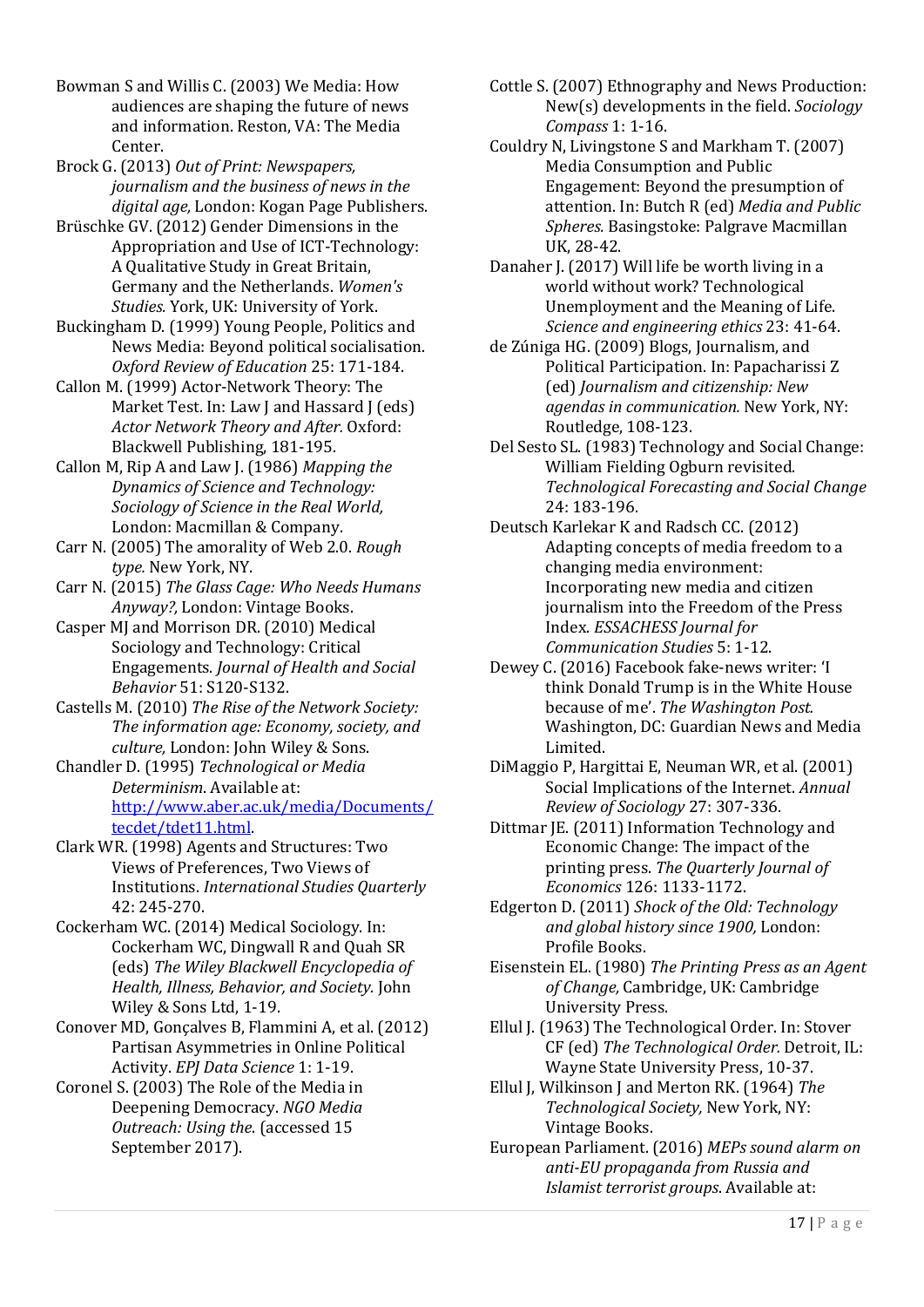Bowman S and Willis C. (2003) We Media: How audiences are shaping the future of news and information. Reston, VA: The Media Center.

Brock G. (2013) *Out of Print: Newspapers, journalism and the business of news in the digital age,* London: Kogan Page Publishers.

Brüschke GV. (2012) Gender Dimensions in the Appropriation and Use of ICT-Technology: A Qualitative Study in Great Britain, Germany and the Netherlands. *Women's Studies.* York, UK: University of York.

Buckingham D. (1999) Young People, Politics and News Media: Beyond political socialisation. *Oxford Review of Education* 25: 171-184.

Callon M. (1999) Actor-Network Theory: The Market Test. In: Law J and Hassard J (eds) *Actor Network Theory and After.* Oxford: Blackwell Publishing, 181-195.

Callon M, Rip A and Law J. (1986) *Mapping the Dynamics of Science and Technology: Sociology of Science in the Real World,* London: Macmillan & Company.

Carr N. (2005) The amorality of Web 2.0. *Rough type.* New York, NY.

Carr N. (2015) *The Glass Cage: Who Needs Humans Anyway?,* London: Vintage Books.

Casper MJ and Morrison DR. (2010) Medical Sociology and Technology: Critical Engagements. *Journal of Health and Social Behavior* 51: S120-S132.

Castells M. (2010) *The Rise of the Network Society: The information age: Economy, society, and culture,* London: John Wiley & Sons.

Chandler D. (1995) *Technological or Media Determinism*. Available at: http://www.aber.ac.uk/media/Documents/tecdet/tdet11.html.

Clark WR. (1998) Agents and Structures: Two Views of Preferences, Two Views of Institutions. *International Studies Quarterly* 42: 245-270.

Cockerham WC. (2014) Medical Sociology. In: Cockerham WC, Dingwall R and Quah SR (eds) *The Wiley Blackwell Encyclopedia of Health, Illness, Behavior, and Society.* John Wiley & Sons Ltd, 1-19.

Conover MD, Gonçalves B, Flammini A, et al. (2012) Partisan Asymmetries in Online Political Activity. *EPJ Data Science* 1: 1-19.

Coronel S. (2003) The Role of the Media in Deepening Democracy. *NGO Media Outreach: Using the*. (accessed 15 September 2017).

Cottle S. (2007) Ethnography and News Production: New(s) developments in the field. *Sociology Compass* 1: 1-16.

Couldry N, Livingstone S and Markham T. (2007) Media Consumption and Public Engagement: Beyond the presumption of attention. In: Butch R (ed) *Media and Public Spheres.* Basingstoke: Palgrave Macmillan UK, 28-42.

Danaher J. (2017) Will life be worth living in a world without work? Technological Unemployment and the Meaning of Life. *Science and engineering ethics* 23: 41-64.

de Zúniga HG. (2009) Blogs, Journalism, and Political Participation. In: Papacharissi Z (ed) *Journalism and citizenship: New agendas in communication.* New York, NY: Routledge, 108-123.

Del Sesto SL. (1983) Technology and Social Change: William Fielding Ogburn revisited. *Technological Forecasting and Social Change* 24: 183-196.

Deutsch Karlekar K and Radsch CC. (2012) Adapting concepts of media freedom to a changing media environment: Incorporating new media and citizen journalism into the Freedom of the Press Index. *ESSACHESS Journal for Communication Studies* 5: 1-12.

Dewey C. (2016) Facebook fake-news writer: 'I think Donald Trump is in the White House because of me'. *The Washington Post.* Washington, DC: Guardian News and Media Limited.

DiMaggio P, Hargittai E, Neuman WR, et al. (2001) Social Implications of the Internet. *Annual Review of Sociology* 27: 307-336.

Dittmar JE. (2011) Information Technology and Economic Change: The impact of the printing press. *The Quarterly Journal of Economics* 126: 1133-1172.

Edgerton D. (2011) *Shock of the Old: Technology and global history since 1900,* London: Profile Books.

Eisenstein EL. (1980) *The Printing Press as an Agent of Change,* Cambridge, UK: Cambridge University Press.

Ellul J. (1963) The Technological Order. In: Stover CF (ed) *The Technological Order.* Detroit, IL: Wayne State University Press, 10-37.

Ellul J, Wilkinson J and Merton RK. (1964) *The Technological Society,* New York, NY: Vintage Books.

European Parliament. (2016) *MEPs sound alarm on anti-EU propaganda from Russia and Islamist terrorist groups.* Available at: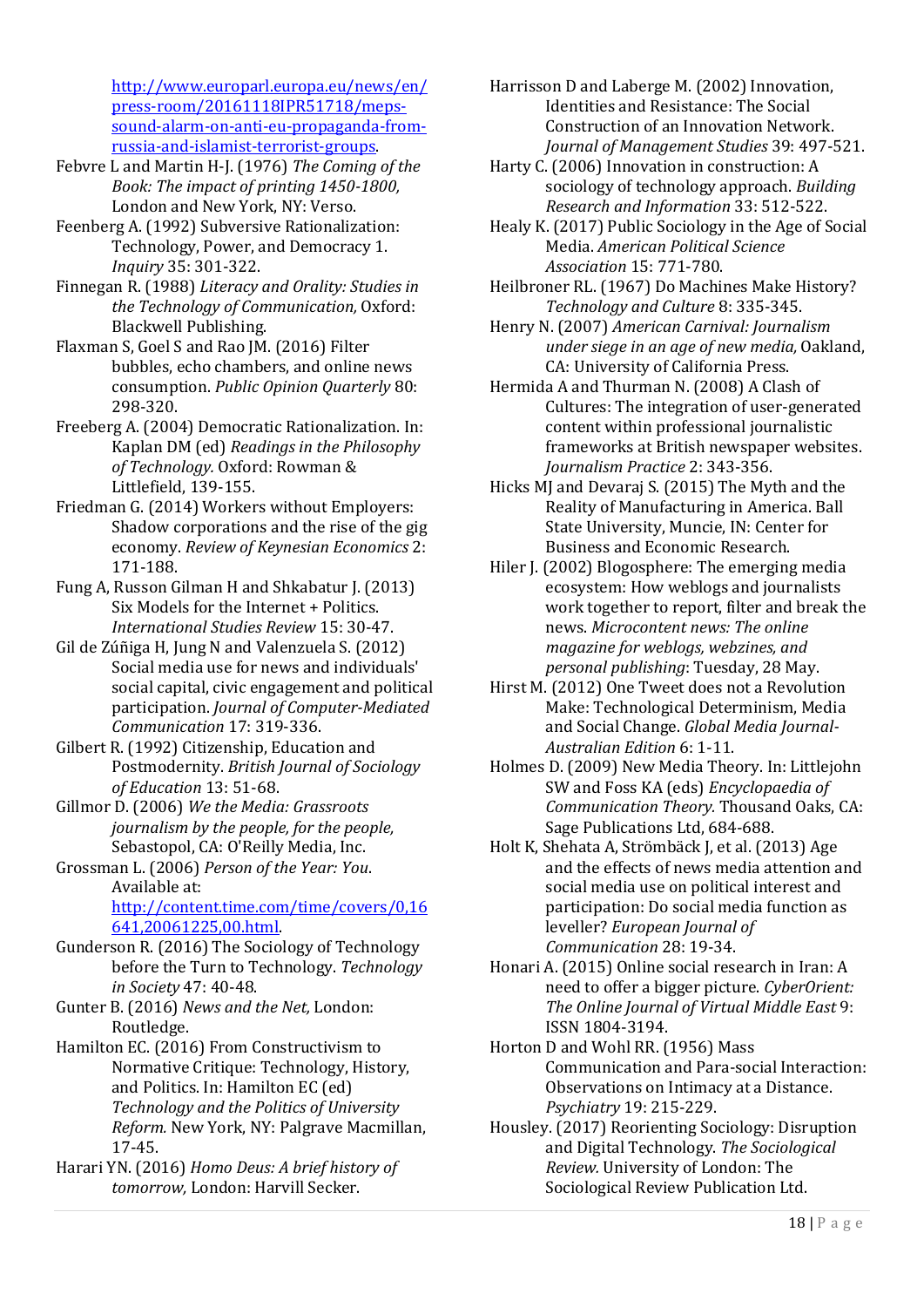http://www.europarl.europa.eu/news/en/press-room/20161118IPR51718/meps-sound-alarm-on-anti-eu-propaganda-from-russia-and-islamist-terrorist-groups.

Febvre L and Martin H-J. (1976) *The Coming of the Book: The impact of printing 1450-1800,* London and New York, NY: Verso.

Feenberg A. (1992) Subversive Rationalization: Technology, Power, and Democracy 1. *Inquiry* 35: 301-322.

Finnegan R. (1988) *Literacy and Orality: Studies in the Technology of Communication,* Oxford: Blackwell Publishing.

Flaxman S, Goel S and Rao JM. (2016) Filter bubbles, echo chambers, and online news consumption. *Public Opinion Quarterly* 80: 298-320.

Freeberg A. (2004) Democratic Rationalization. In: Kaplan DM (ed) *Readings in the Philosophy of Technology.* Oxford: Rowman & Littlefield, 139-155.

Friedman G. (2014) Workers without Employers: Shadow corporations and the rise of the gig economy. *Review of Keynesian Economics* 2: 171-188.

Fung A, Russon Gilman H and Shkabatur J. (2013) Six Models for the Internet + Politics. *International Studies Review* 15: 30-47.

Gil de Zúñiga H, Jung N and Valenzuela S. (2012) Social media use for news and individuals' social capital, civic engagement and political participation. *Journal of Computer-Mediated Communication* 17: 319-336.

Gilbert R. (1992) Citizenship, Education and Postmodernity. *British Journal of Sociology of Education* 13: 51-68.

Gillmor D. (2006) *We the Media: Grassroots journalism by the people, for the people,* Sebastopol, CA: O'Reilly Media, Inc.

Grossman L. (2006) *Person of the Year: You*. Available at: http://content.time.com/time/covers/0,16641,20061225,00.html.

Gunderson R. (2016) The Sociology of Technology before the Turn to Technology. *Technology in Society* 47: 40-48.

Gunter B. (2016) *News and the Net,* London: Routledge.

Hamilton EC. (2016) From Constructivism to Normative Critique: Technology, History, and Politics. In: Hamilton EC (ed) *Technology and the Politics of University Reform.* New York, NY: Palgrave Macmillan, 17-45.

Harari YN. (2016) *Homo Deus: A brief history of tomorrow,* London: Harvill Secker.

Harrisson D and Laberge M. (2002) Innovation, Identities and Resistance: The Social Construction of an Innovation Network. *Journal of Management Studies* 39: 497-521.

Harty C. (2006) Innovation in construction: A sociology of technology approach. *Building Research and Information* 33: 512-522.

Healy K. (2017) Public Sociology in the Age of Social Media. *American Political Science Association* 15: 771-780.

Heilbroner RL. (1967) Do Machines Make History? *Technology and Culture* 8: 335-345.

Henry N. (2007) *American Carnival: Journalism under siege in an age of new media,* Oakland, CA: University of California Press.

Hermida A and Thurman N. (2008) A Clash of Cultures: The integration of user-generated content within professional journalistic frameworks at British newspaper websites. *Journalism Practice* 2: 343-356.

Hicks MJ and Devaraj S. (2015) The Myth and the Reality of Manufacturing in America. Ball State University, Muncie, IN: Center for Business and Economic Research.

Hiler J. (2002) Blogosphere: The emerging media ecosystem: How weblogs and journalists work together to report, filter and break the news. *Microcontent news: The online magazine for weblogs, webzines, and personal publishing*: Tuesday, 28 May.

Hirst M. (2012) One Tweet does not a Revolution Make: Technological Determinism, Media and Social Change. *Global Media Journal-Australian Edition* 6: 1-11.

Holmes D. (2009) New Media Theory. In: Littlejohn SW and Foss KA (eds) *Encyclopaedia of Communication Theory.* Thousand Oaks, CA: Sage Publications Ltd, 684-688.

Holt K, Shehata A, Strömbäck J, et al. (2013) Age and the effects of news media attention and social media use on political interest and participation: Do social media function as leveller? *European Journal of Communication* 28: 19-34.

Honari A. (2015) Online social research in Iran: A need to offer a bigger picture. *CyberOrient: The Online Journal of Virtual Middle East* 9: ISSN 1804-3194.

Horton D and Wohl RR. (1956) Mass Communication and Para-social Interaction: Observations on Intimacy at a Distance. *Psychiatry* 19: 215-229.

Housley. (2017) Reorienting Sociology: Disruption and Digital Technology. *The Sociological Review.* University of London: The Sociological Review Publication Ltd.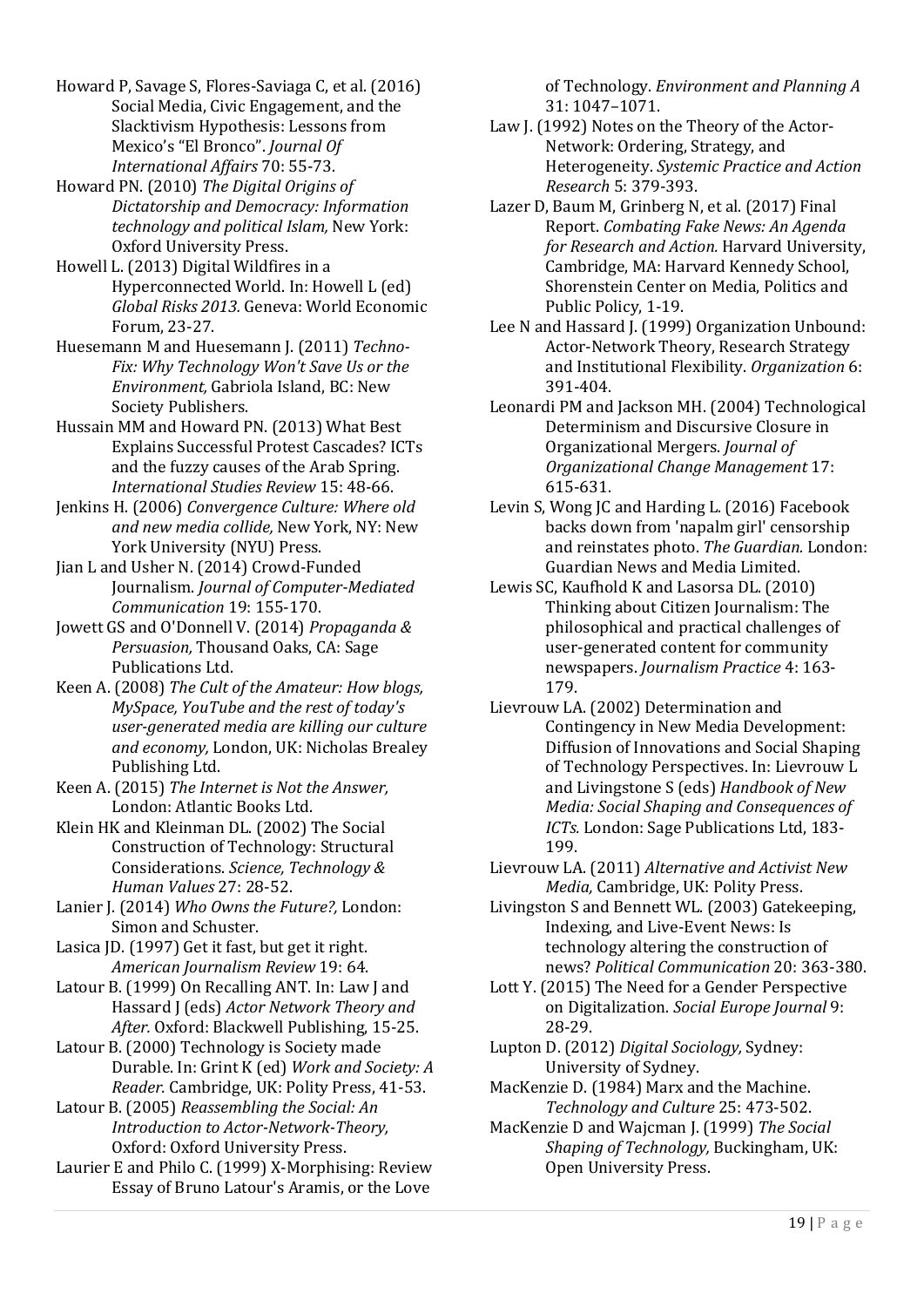Howard P, Savage S, Flores-Saviaga C, et al. (2016) Social Media, Civic Engagement, and the Slacktivism Hypothesis: Lessons from Mexico's "El Bronco". *Journal Of International Affairs* 70: 55-73.

Howard PN. (2010) *The Digital Origins of Dictatorship and Democracy: Information technology and political Islam,* New York: Oxford University Press.

Howell L. (2013) Digital Wildfires in a Hyperconnected World. In: Howell L (ed) *Global Risks 2013.* Geneva: World Economic Forum, 23-27.

Huesemann M and Huesemann J. (2011) *Techno-Fix: Why Technology Won't Save Us or the Environment,* Gabriola Island, BC: New Society Publishers.

Hussain MM and Howard PN. (2013) What Best Explains Successful Protest Cascades? ICTs and the fuzzy causes of the Arab Spring. *International Studies Review* 15: 48-66.

Jenkins H. (2006) *Convergence Culture: Where old and new media collide,* New York, NY: New York University (NYU) Press.

Jian L and Usher N. (2014) Crowd-Funded Journalism. *Journal of Computer-Mediated Communication* 19: 155-170.

Jowett GS and O'Donnell V. (2014) *Propaganda & Persuasion,* Thousand Oaks, CA: Sage Publications Ltd.

Keen A. (2008) *The Cult of the Amateur: How blogs, MySpace, YouTube and the rest of today's user-generated media are killing our culture and economy,* London, UK: Nicholas Brealey Publishing Ltd.

Keen A. (2015) *The Internet is Not the Answer,* London: Atlantic Books Ltd.

Klein HK and Kleinman DL. (2002) The Social Construction of Technology: Structural Considerations. *Science, Technology & Human Values* 27: 28-52.

Lanier J. (2014) *Who Owns the Future?,* London: Simon and Schuster.

Lasica JD. (1997) Get it fast, but get it right. *American Journalism Review* 19: 64.

Latour B. (1999) On Recalling ANT. In: Law J and Hassard J (eds) *Actor Network Theory and After.* Oxford: Blackwell Publishing, 15-25.

Latour B. (2000) Technology is Society made Durable. In: Grint K (ed) *Work and Society: A Reader.* Cambridge, UK: Polity Press, 41-53.

Latour B. (2005) *Reassembling the Social: An Introduction to Actor-Network-Theory,* Oxford: Oxford University Press.

Laurier E and Philo C. (1999) X-Morphising: Review Essay of Bruno Latour's Aramis, or the Love of Technology. *Environment and Planning A* 31: 1047–1071.

Law J. (1992) Notes on the Theory of the Actor-Network: Ordering, Strategy, and Heterogeneity. *Systemic Practice and Action Research* 5: 379-393.

Lazer D, Baum M, Grinberg N, et al. (2017) Final Report. *Combating Fake News: An Agenda for Research and Action.* Harvard University, Cambridge, MA: Harvard Kennedy School, Shorenstein Center on Media, Politics and Public Policy, 1-19.

Lee N and Hassard J. (1999) Organization Unbound: Actor-Network Theory, Research Strategy and Institutional Flexibility. *Organization* 6: 391-404.

Leonardi PM and Jackson MH. (2004) Technological Determinism and Discursive Closure in Organizational Mergers. *Journal of Organizational Change Management* 17: 615-631.

Levin S, Wong JC and Harding L. (2016) Facebook backs down from 'napalm girl' censorship and reinstates photo. *The Guardian.* London: Guardian News and Media Limited.

Lewis SC, Kaufhold K and Lasorsa DL. (2010) Thinking about Citizen Journalism: The philosophical and practical challenges of user-generated content for community newspapers. *Journalism Practice* 4: 163-179.

Lievrouw LA. (2002) Determination and Contingency in New Media Development: Diffusion of Innovations and Social Shaping of Technology Perspectives. In: Lievrouw L and Livingstone S (eds) *Handbook of New Media: Social Shaping and Consequences of ICTs.* London: Sage Publications Ltd, 183-199.

Lievrouw LA. (2011) *Alternative and Activist New Media,* Cambridge, UK: Polity Press.

Livingston S and Bennett WL. (2003) Gatekeeping, Indexing, and Live-Event News: Is technology altering the construction of news? *Political Communication* 20: 363-380.

Lott Y. (2015) The Need for a Gender Perspective on Digitalization. *Social Europe Journal* 9: 28-29.

Lupton D. (2012) *Digital Sociology,* Sydney: University of Sydney.

MacKenzie D. (1984) Marx and the Machine. *Technology and Culture* 25: 473-502.

MacKenzie D and Wajcman J. (1999) *The Social Shaping of Technology,* Buckingham, UK: Open University Press.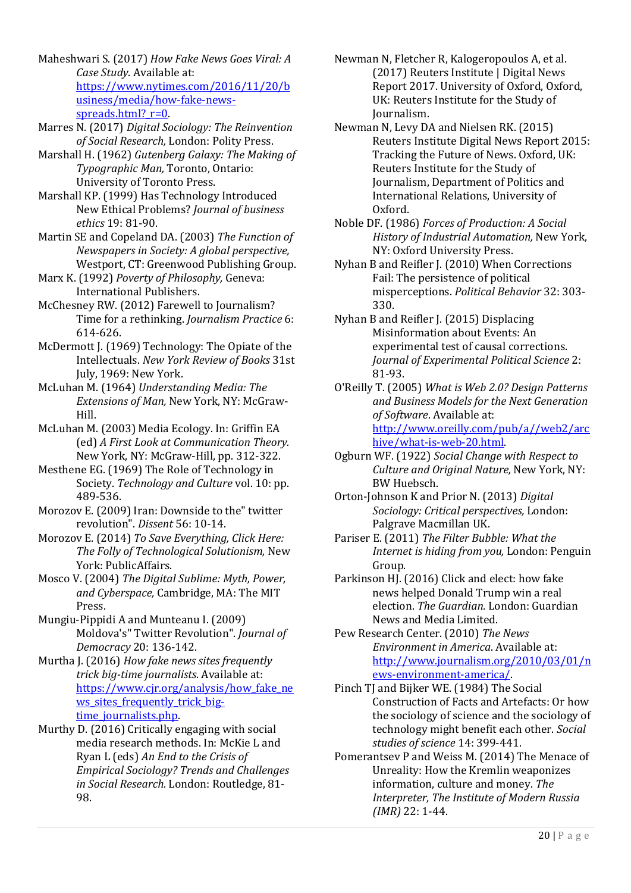Maheshwari S. (2017) *How Fake News Goes Viral: A Case Study*. Available at: https://www.nytimes.com/2016/11/20/business/media/how-fake-news-spreads.html?_r=0.

Marres N. (2017) *Digital Sociology: The Reinvention of Social Research,* London: Polity Press.

Marshall H. (1962) *Gutenberg Galaxy: The Making of Typographic Man,* Toronto, Ontario: University of Toronto Press.

Marshall KP. (1999) Has Technology Introduced New Ethical Problems? *Journal of business ethics* 19: 81-90.

Martin SE and Copeland DA. (2003) *The Function of Newspapers in Society: A global perspective,* Westport, CT: Greenwood Publishing Group.

Marx K. (1992) *Poverty of Philosophy,* Geneva: International Publishers.

McChesney RW. (2012) Farewell to Journalism? Time for a rethinking. *Journalism Practice* 6: 614-626.

McDermott J. (1969) Technology: The Opiate of the Intellectuals. *New York Review of Books* 31st July, 1969: New York.

McLuhan M. (1964) *Understanding Media: The Extensions of Man,* New York, NY: McGraw-Hill.

McLuhan M. (2003) Media Ecology. In: Griffin EA (ed) *A First Look at Communication Theory.* New York, NY: McGraw-Hill, pp. 312-322.

Mesthene EG. (1969) The Role of Technology in Society. *Technology and Culture* vol. 10: pp. 489-536.

Morozov E. (2009) Iran: Downside to the" twitter revolution". *Dissent* 56: 10-14.

Morozov E. (2014) *To Save Everything, Click Here: The Folly of Technological Solutionism,* New York: PublicAffairs.

Mosco V. (2004) *The Digital Sublime: Myth, Power, and Cyberspace,* Cambridge, MA: The MIT Press.

Mungiu-Pippidi A and Munteanu I. (2009) Moldova's" Twitter Revolution". *Journal of Democracy* 20: 136-142.

Murtha J. (2016) *How fake news sites frequently trick big-time journalists*. Available at: https://www.cjr.org/analysis/how_fake_news_sites_frequently_trick_big-time_journalists.php.

Murthy D. (2016) Critically engaging with social media research methods. In: McKie L and Ryan L (eds) *An End to the Crisis of Empirical Sociology? Trends and Challenges in Social Research.* London: Routledge, 81-98.

Newman N, Fletcher R, Kalogeropoulos A, et al. (2017) Reuters Institute | Digital News Report 2017. University of Oxford, Oxford, UK: Reuters Institute for the Study of Journalism.

Newman N, Levy DA and Nielsen RK. (2015) Reuters Institute Digital News Report 2015: Tracking the Future of News. Oxford, UK: Reuters Institute for the Study of Journalism, Department of Politics and International Relations, University of Oxford.

Noble DF. (1986) *Forces of Production: A Social History of Industrial Automation,* New York, NY: Oxford University Press.

Nyhan B and Reifler J. (2010) When Corrections Fail: The persistence of political misperceptions. *Political Behavior* 32: 303-330.

Nyhan B and Reifler J. (2015) Displacing Misinformation about Events: An experimental test of causal corrections. *Journal of Experimental Political Science* 2: 81-93.

O'Reilly T. (2005) *What is Web 2.0? Design Patterns and Business Models for the Next Generation of Software*. Available at: http://www.oreilly.com/pub/a//web2/archive/what-is-web-20.html.

Ogburn WF. (1922) *Social Change with Respect to Culture and Original Nature,* New York, NY: BW Huebsch.

Orton-Johnson K and Prior N. (2013) *Digital Sociology: Critical perspectives,* London: Palgrave Macmillan UK.

Pariser E. (2011) *The Filter Bubble: What the Internet is hiding from you,* London: Penguin Group.

Parkinson HJ. (2016) Click and elect: how fake news helped Donald Trump win a real election. *The Guardian.* London: Guardian News and Media Limited.

Pew Research Center. (2010) *The News Environment in America*. Available at: http://www.journalism.org/2010/03/01/news-environment-america/.

Pinch TJ and Bijker WE. (1984) The Social Construction of Facts and Artefacts: Or how the sociology of science and the sociology of technology might benefit each other. *Social studies of science* 14: 399-441.

Pomerantsev P and Weiss M. (2014) The Menace of Unreality: How the Kremlin weaponizes information, culture and money. *The Interpreter, The Institute of Modern Russia (IMR)* 22: 1-44.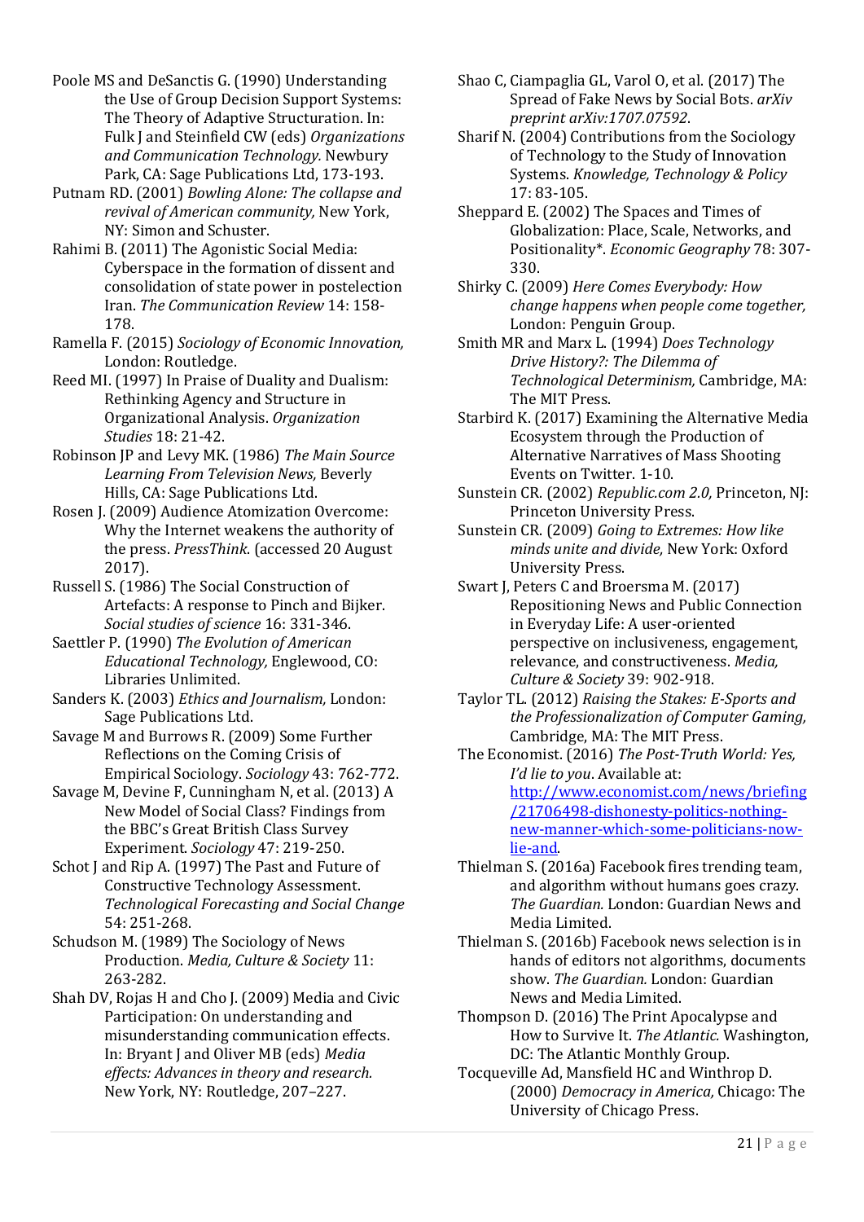Poole MS and DeSanctis G. (1990) Understanding the Use of Group Decision Support Systems: The Theory of Adaptive Structuration. In: Fulk J and Steinfield CW (eds) *Organizations and Communication Technology.* Newbury Park, CA: Sage Publications Ltd, 173-193.

Putnam RD. (2001) *Bowling Alone: The collapse and revival of American community,* New York, NY: Simon and Schuster.

Rahimi B. (2011) The Agonistic Social Media: Cyberspace in the formation of dissent and consolidation of state power in postelection Iran. *The Communication Review* 14: 158-178.

Ramella F. (2015) *Sociology of Economic Innovation,* London: Routledge.

Reed MI. (1997) In Praise of Duality and Dualism: Rethinking Agency and Structure in Organizational Analysis. *Organization Studies* 18: 21-42.

Robinson JP and Levy MK. (1986) *The Main Source Learning From Television News,* Beverly Hills, CA: Sage Publications Ltd.

Rosen J. (2009) Audience Atomization Overcome: Why the Internet weakens the authority of the press. *PressThink.* (accessed 20 August 2017).

Russell S. (1986) The Social Construction of Artefacts: A response to Pinch and Bijker. *Social studies of science* 16: 331-346.

Saettler P. (1990) *The Evolution of American Educational Technology,* Englewood, CO: Libraries Unlimited.

Sanders K. (2003) *Ethics and Journalism,* London: Sage Publications Ltd.

Savage M and Burrows R. (2009) Some Further Reflections on the Coming Crisis of Empirical Sociology. *Sociology* 43: 762-772.

Savage M, Devine F, Cunningham N, et al. (2013) A New Model of Social Class? Findings from the BBC's Great British Class Survey Experiment. *Sociology* 47: 219-250.

Schot J and Rip A. (1997) The Past and Future of Constructive Technology Assessment. *Technological Forecasting and Social Change* 54: 251-268.

Schudson M. (1989) The Sociology of News Production. *Media, Culture & Society* 11: 263-282.

Shah DV, Rojas H and Cho J. (2009) Media and Civic Participation: On understanding and misunderstanding communication effects. In: Bryant J and Oliver MB (eds) *Media effects: Advances in theory and research.* New York, NY: Routledge, 207–227.

Shao C, Ciampaglia GL, Varol O, et al. (2017) The Spread of Fake News by Social Bots. *arXiv preprint arXiv:1707.07592.*

Sharif N. (2004) Contributions from the Sociology of Technology to the Study of Innovation Systems. *Knowledge, Technology & Policy* 17: 83-105.

Sheppard E. (2002) The Spaces and Times of Globalization: Place, Scale, Networks, and Positionality*. *Economic Geography* 78: 307-330.

Shirky C. (2009) *Here Comes Everybody: How change happens when people come together,* London: Penguin Group.

Smith MR and Marx L. (1994) *Does Technology Drive History?: The Dilemma of Technological Determinism,* Cambridge, MA: The MIT Press.

Starbird K. (2017) Examining the Alternative Media Ecosystem through the Production of Alternative Narratives of Mass Shooting Events on Twitter. 1-10.

Sunstein CR. (2002) *Republic.com 2.0,* Princeton, NJ: Princeton University Press.

Sunstein CR. (2009) *Going to Extremes: How like minds unite and divide,* New York: Oxford University Press.

Swart J, Peters C and Broersma M. (2017) Repositioning News and Public Connection in Everyday Life: A user-oriented perspective on inclusiveness, engagement, relevance, and constructiveness. *Media, Culture & Society* 39: 902-918.

Taylor TL. (2012) *Raising the Stakes: E-Sports and the Professionalization of Computer Gaming,* Cambridge, MA: The MIT Press.

The Economist. (2016) *The Post-Truth World: Yes, I'd lie to you*. Available at: http://www.economist.com/news/briefing/21706498-dishonesty-politics-nothing-new-manner-which-some-politicians-now-lie-and.

Thielman S. (2016a) Facebook fires trending team, and algorithm without humans goes crazy. *The Guardian.* London: Guardian News and Media Limited.

Thielman S. (2016b) Facebook news selection is in hands of editors not algorithms, documents show. *The Guardian.* London: Guardian News and Media Limited.

Thompson D. (2016) The Print Apocalypse and How to Survive It. *The Atlantic.* Washington, DC: The Atlantic Monthly Group.

Tocqueville Ad, Mansfield HC and Winthrop D. (2000) *Democracy in America,* Chicago: The University of Chicago Press.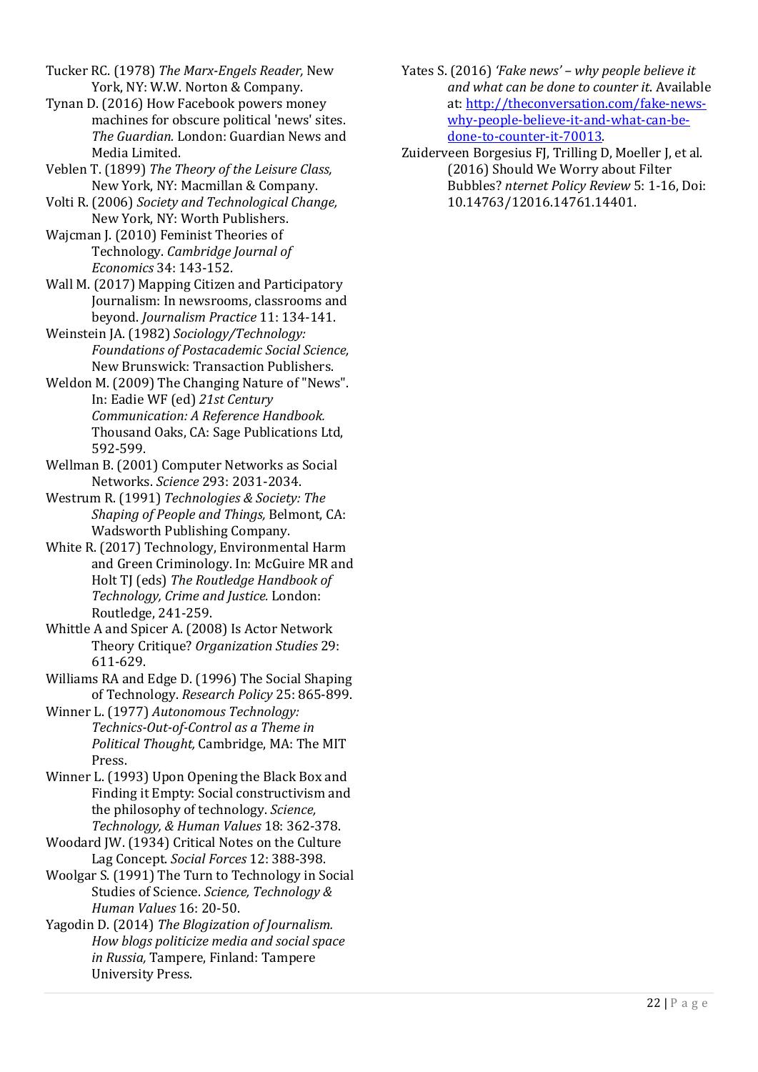Tucker RC. (1978) *The Marx-Engels Reader,* New York, NY: W.W. Norton & Company.

Tynan D. (2016) How Facebook powers money machines for obscure political 'news' sites. *The Guardian.* London: Guardian News and Media Limited.

Veblen T. (1899) *The Theory of the Leisure Class,* New York, NY: Macmillan & Company.

Volti R. (2006) *Society and Technological Change,* New York, NY: Worth Publishers.

Wajcman J. (2010) Feminist Theories of Technology. *Cambridge Journal of Economics* 34: 143-152.

Wall M. (2017) Mapping Citizen and Participatory Journalism: In newsrooms, classrooms and beyond. *Journalism Practice* 11: 134-141.

Weinstein JA. (1982) *Sociology/Technology: Foundations of Postacademic Social Science,* New Brunswick: Transaction Publishers.

Weldon M. (2009) The Changing Nature of "News". In: Eadie WF (ed) *21st Century Communication: A Reference Handbook.* Thousand Oaks, CA: Sage Publications Ltd, 592-599.

Wellman B. (2001) Computer Networks as Social Networks. *Science* 293: 2031-2034.

Westrum R. (1991) *Technologies & Society: The Shaping of People and Things,* Belmont, CA: Wadsworth Publishing Company.

White R. (2017) Technology, Environmental Harm and Green Criminology. In: McGuire MR and Holt TJ (eds) *The Routledge Handbook of Technology, Crime and Justice.* London: Routledge, 241-259.

Whittle A and Spicer A. (2008) Is Actor Network Theory Critique? *Organization Studies* 29: 611-629.

Williams RA and Edge D. (1996) The Social Shaping of Technology. *Research Policy* 25: 865-899.

Winner L. (1977) *Autonomous Technology: Technics-Out-of-Control as a Theme in Political Thought,* Cambridge, MA: The MIT Press.

Winner L. (1993) Upon Opening the Black Box and Finding it Empty: Social constructivism and the philosophy of technology. *Science, Technology, & Human Values* 18: 362-378.

Woodard JW. (1934) Critical Notes on the Culture Lag Concept. *Social Forces* 12: 388-398.

Woolgar S. (1991) The Turn to Technology in Social Studies of Science. *Science, Technology & Human Values* 16: 20-50.

Yagodin D. (2014) *The Blogization of Journalism. How blogs politicize media and social space in Russia,* Tampere, Finland: Tampere University Press.

Yates S. (2016) *'Fake news' – why people believe it and what can be done to counter it.* Available at: [http://theconversation.com/fake-news-why-people-believe-it-and-what-can-be-done-to-counter-it-70013](http://theconversation.com/fake-news-why-people-believe-it-and-what-can-be-done-to-counter-it-70013).

Zuiderveen Borgesius FJ, Trilling D, Moeller J, et al. (2016) Should We Worry about Filter Bubbles? *nternet Policy Review* 5: 1-16, Doi: 10.14763/12016.14761.14401.